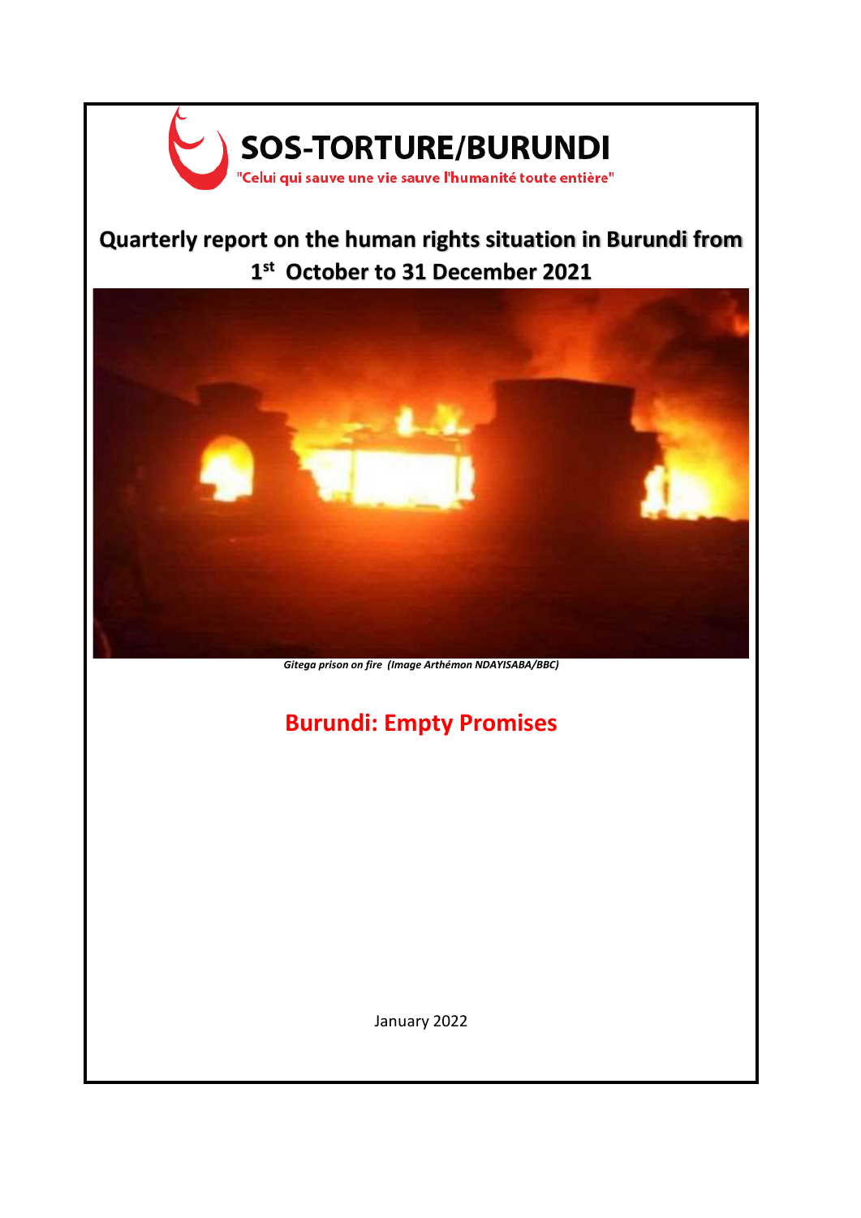# SOS-TORTURE/BURUNDI

"Celui qui sauve une vie sauve l'humanité toute entière"

## Quarterly report on the human rights situation in Burundi from 1st October to 31 December 2021

*Gitega prison on fire (Image Arthémon NDAYISABA/BBC)*

## Burundi: Empty Promises

January 2022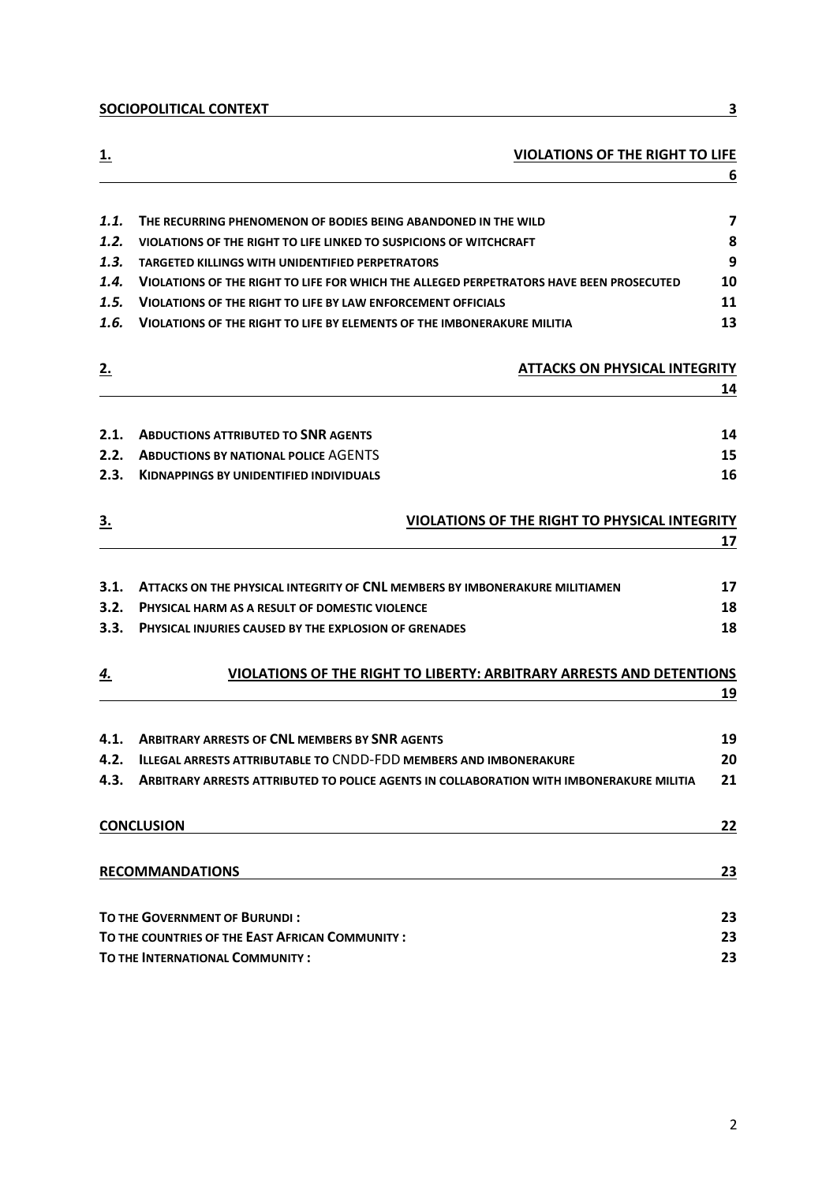**SOCIOPOLITICAL CONTEXT** 3

**1. VIOLATIONS OF THE RIGHT TO LIFE** 6

*1.1.* **THE RECURRING PHENOMENON OF BODIES BEING ABANDONED IN THE WILD** 7
*1.2.* **VIOLATIONS OF THE RIGHT TO LIFE LINKED TO SUSPICIONS OF WITCHCRAFT** 8
*1.3.* **TARGETED KILLINGS WITH UNIDENTIFIED PERPETRATORS** 9
*1.4.* **VIOLATIONS OF THE RIGHT TO LIFE FOR WHICH THE ALLEGED PERPETRATORS HAVE BEEN PROSECUTED** 10
*1.5.* **VIOLATIONS OF THE RIGHT TO LIFE BY LAW ENFORCEMENT OFFICIALS** 11
*1.6.* **VIOLATIONS OF THE RIGHT TO LIFE BY ELEMENTS OF THE IMBONERAKURE MILITIA** 13

**2. ATTACKS ON PHYSICAL INTEGRITY** 14

**2.1. ABDUCTIONS ATTRIBUTED TO SNR AGENTS** 14
**2.2. ABDUCTIONS BY NATIONAL POLICE** AGENTS 15
**2.3. KIDNAPPINGS BY UNIDENTIFIED INDIVIDUALS** 16

**3. VIOLATIONS OF THE RIGHT TO PHYSICAL INTEGRITY** 17

**3.1. ATTACKS ON THE PHYSICAL INTEGRITY OF CNL MEMBERS BY IMBONERAKURE MILITIAMEN** 17
**3.2. PHYSICAL HARM AS A RESULT OF DOMESTIC VIOLENCE** 18
**3.3. PHYSICAL INJURIES CAUSED BY THE EXPLOSION OF GRENADES** 18

***4.* VIOLATIONS OF THE RIGHT TO LIBERTY: ARBITRARY ARRESTS AND DETENTIONS** 19

**4.1. ARBITRARY ARRESTS OF CNL MEMBERS BY SNR AGENTS** 19
**4.2. ILLEGAL ARRESTS ATTRIBUTABLE TO** CNDD-FDD **MEMBERS AND IMBONERAKURE** 20
**4.3. ARBITRARY ARRESTS ATTRIBUTED TO POLICE AGENTS IN COLLABORATION WITH IMBONERAKURE MILITIA** 21

**CONCLUSION** 22

**RECOMMANDATIONS** 23

**TO THE GOVERNMENT OF BURUNDI :** 23
**TO THE COUNTRIES OF THE EAST AFRICAN COMMUNITY :** 23
**TO THE INTERNATIONAL COMMUNITY :** 23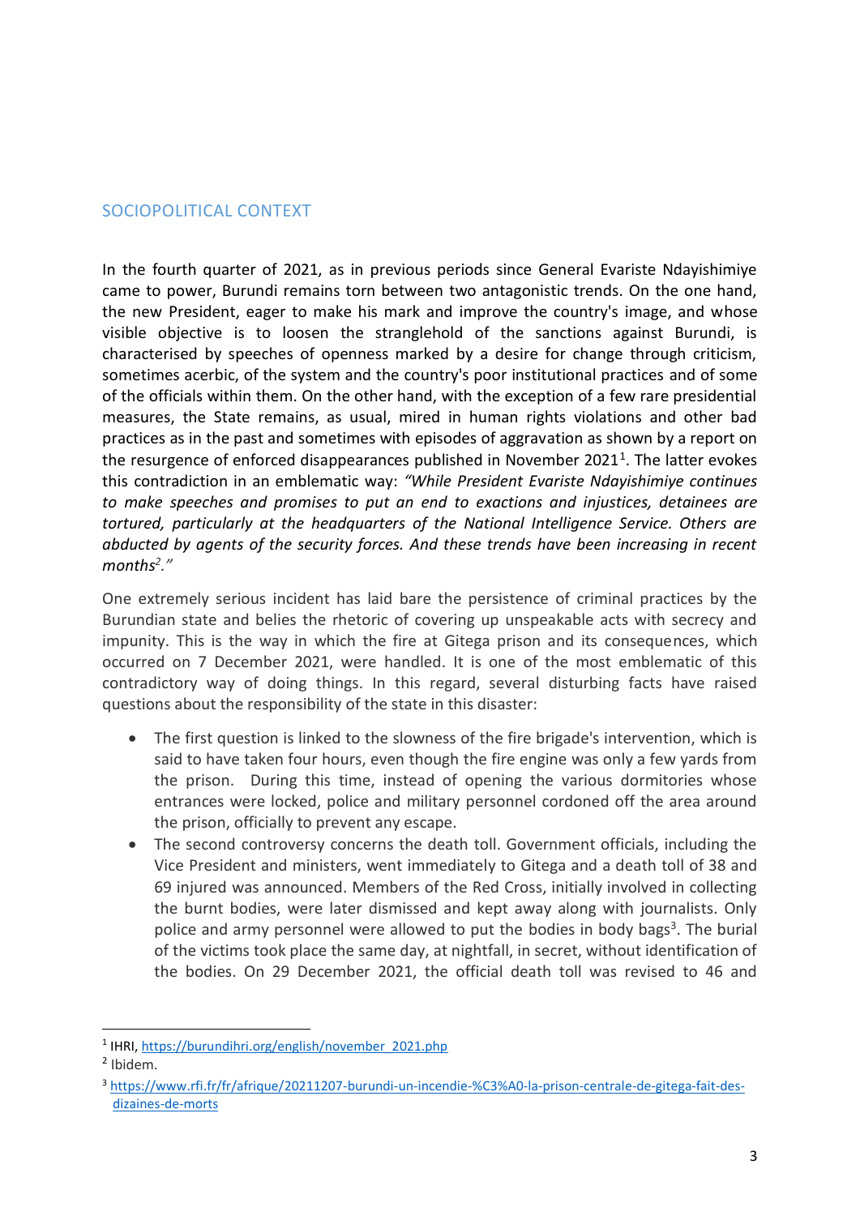## SOCIOPOLITICAL CONTEXT

In the fourth quarter of 2021, as in previous periods since General Evariste Ndayishimiye came to power, Burundi remains torn between two antagonistic trends. On the one hand, the new President, eager to make his mark and improve the country's image, and whose visible objective is to loosen the stranglehold of the sanctions against Burundi, is characterised by speeches of openness marked by a desire for change through criticism, sometimes acerbic, of the system and the country's poor institutional practices and of some of the officials within them. On the other hand, with the exception of a few rare presidential measures, the State remains, as usual, mired in human rights violations and other bad practices as in the past and sometimes with episodes of aggravation as shown by a report on the resurgence of enforced disappearances published in November 2021[1]. The latter evokes this contradiction in an emblematic way: *"While President Evariste Ndayishimiye continues to make speeches and promises to put an end to exactions and injustices, detainees are tortured, particularly at the headquarters of the National Intelligence Service. Others are abducted by agents of the security forces. And these trends have been increasing in recent months[2]."*

One extremely serious incident has laid bare the persistence of criminal practices by the Burundian state and belies the rhetoric of covering up unspeakable acts with secrecy and impunity. This is the way in which the fire at Gitega prison and its consequences, which occurred on 7 December 2021, were handled. It is one of the most emblematic of this contradictory way of doing things. In this regard, several disturbing facts have raised questions about the responsibility of the state in this disaster:

- The first question is linked to the slowness of the fire brigade's intervention, which is said to have taken four hours, even though the fire engine was only a few yards from the prison. During this time, instead of opening the various dormitories whose entrances were locked, police and military personnel cordoned off the area around the prison, officially to prevent any escape.
- The second controversy concerns the death toll. Government officials, including the Vice President and ministers, went immediately to Gitega and a death toll of 38 and 69 injured was announced. Members of the Red Cross, initially involved in collecting the burnt bodies, were later dismissed and kept away along with journalists. Only police and army personnel were allowed to put the bodies in body bags[3]. The burial of the victims took place the same day, at nightfall, in secret, without identification of the bodies. On 29 December 2021, the official death toll was revised to 46 and

---

[1] IHRI, https://burundihri.org/english/november_2021.php

[2] Ibidem.

[3] https://www.rfi.fr/fr/afrique/20211207-burundi-un-incendie-%C3%A0-la-prison-centrale-de-gitega-fait-des-dizaines-de-morts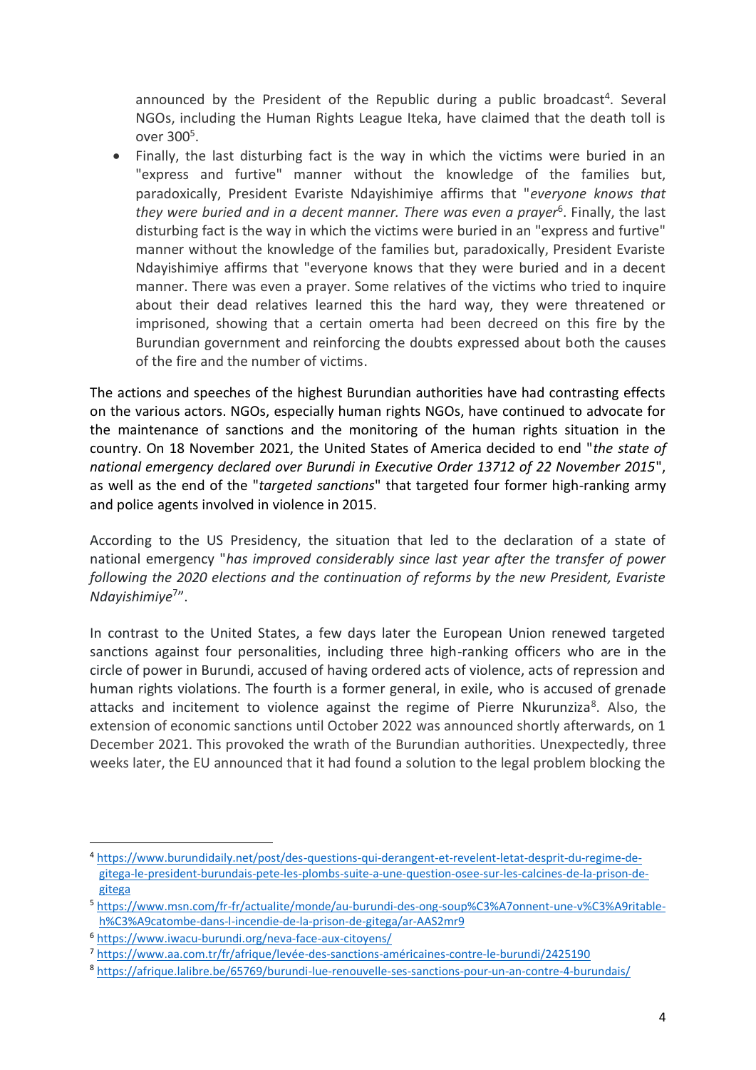announced by the President of the Republic during a public broadcast[4]. Several NGOs, including the Human Rights League Iteka, have claimed that the death toll is over 300[5].

- Finally, the last disturbing fact is the way in which the victims were buried in an "express and furtive" manner without the knowledge of the families but, paradoxically, President Evariste Ndayishimiye affirms that "*everyone knows that they were buried and in a decent manner. There was even a prayer*[6]. Finally, the last disturbing fact is the way in which the victims were buried in an "express and furtive" manner without the knowledge of the families but, paradoxically, President Evariste Ndayishimiye affirms that "everyone knows that they were buried and in a decent manner. There was even a prayer. Some relatives of the victims who tried to inquire about their dead relatives learned this the hard way, they were threatened or imprisoned, showing that a certain omerta had been decreed on this fire by the Burundian government and reinforcing the doubts expressed about both the causes of the fire and the number of victims.

The actions and speeches of the highest Burundian authorities have had contrasting effects on the various actors. NGOs, especially human rights NGOs, have continued to advocate for the maintenance of sanctions and the monitoring of the human rights situation in the country. On 18 November 2021, the United States of America decided to end "*the state of national emergency declared over Burundi in Executive Order 13712 of 22 November 2015*", as well as the end of the "*targeted sanctions*" that targeted four former high-ranking army and police agents involved in violence in 2015.

According to the US Presidency, the situation that led to the declaration of a state of national emergency "*has improved considerably since last year after the transfer of power following the 2020 elections and the continuation of reforms by the new President, Evariste Ndayishimiye*[7]".

In contrast to the United States, a few days later the European Union renewed targeted sanctions against four personalities, including three high-ranking officers who are in the circle of power in Burundi, accused of having ordered acts of violence, acts of repression and human rights violations. The fourth is a former general, in exile, who is accused of grenade attacks and incitement to violence against the regime of Pierre Nkurunziza[8]. Also, the extension of economic sanctions until October 2022 was announced shortly afterwards, on 1 December 2021. This provoked the wrath of the Burundian authorities. Unexpectedly, three weeks later, the EU announced that it had found a solution to the legal problem blocking the

---

[4] https://www.burundidaily.net/post/des-questions-qui-derangent-et-revelent-letat-desprit-du-regime-de-gitega-le-president-burundais-pete-les-plombs-suite-a-une-question-osee-sur-les-calcines-de-la-prison-de-gitega

[5] https://www.msn.com/fr-fr/actualite/monde/au-burundi-des-ong-soup%C3%A7onnent-une-v%C3%A9ritable-h%C3%A9catombe-dans-l-incendie-de-la-prison-de-gitega/ar-AAS2mr9

[6] https://www.iwacu-burundi.org/neva-face-aux-citoyens/

[7] https://www.aa.com.tr/fr/afrique/levée-des-sanctions-américaines-contre-le-burundi/2425190

[8] https://afrique.lalibre.be/65769/burundi-lue-renouvelle-ses-sanctions-pour-un-an-contre-4-burundais/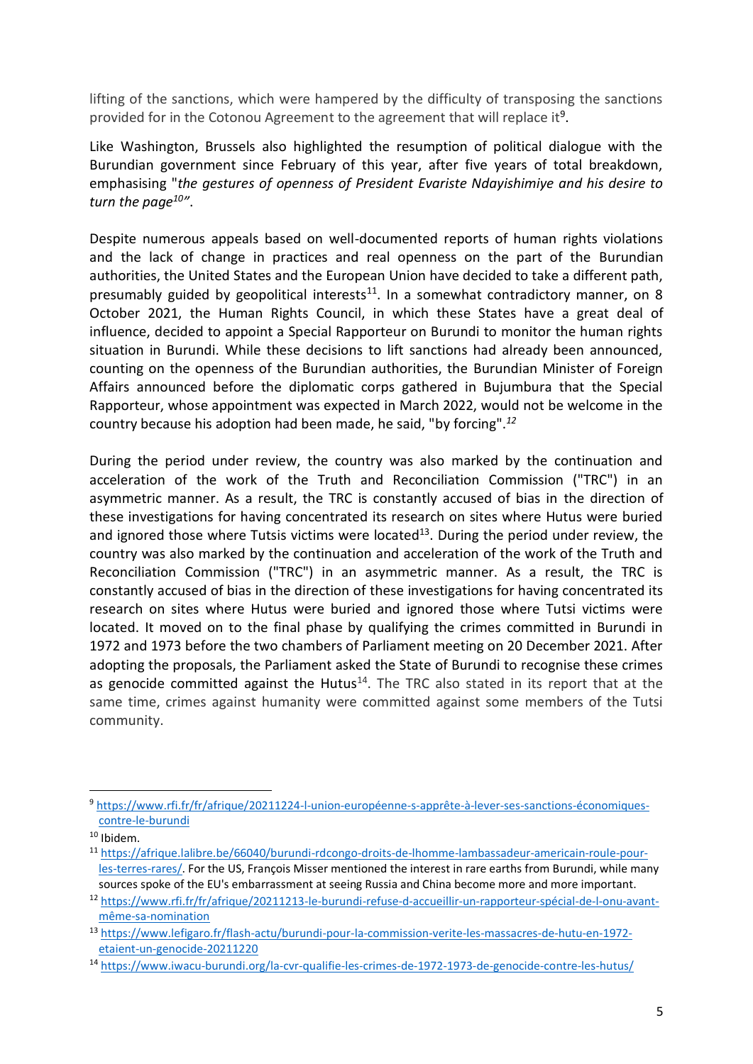lifting of the sanctions, which were hampered by the difficulty of transposing the sanctions provided for in the Cotonou Agreement to the agreement that will replace it[9].

Like Washington, Brussels also highlighted the resumption of political dialogue with the Burundian government since February of this year, after five years of total breakdown, emphasising "*the gestures of openness of President Evariste Ndayishimiye and his desire to turn the page*[10]".

Despite numerous appeals based on well-documented reports of human rights violations and the lack of change in practices and real openness on the part of the Burundian authorities, the United States and the European Union have decided to take a different path, presumably guided by geopolitical interests[11]. In a somewhat contradictory manner, on 8 October 2021, the Human Rights Council, in which these States have a great deal of influence, decided to appoint a Special Rapporteur on Burundi to monitor the human rights situation in Burundi. While these decisions to lift sanctions had already been announced, counting on the openness of the Burundian authorities, the Burundian Minister of Foreign Affairs announced before the diplomatic corps gathered in Bujumbura that the Special Rapporteur, whose appointment was expected in March 2022, would not be welcome in the country because his adoption had been made, he said, "by forcing".[12]

During the period under review, the country was also marked by the continuation and acceleration of the work of the Truth and Reconciliation Commission ("TRC") in an asymmetric manner. As a result, the TRC is constantly accused of bias in the direction of these investigations for having concentrated its research on sites where Hutus were buried and ignored those where Tutsis victims were located[13]. During the period under review, the country was also marked by the continuation and acceleration of the work of the Truth and Reconciliation Commission ("TRC") in an asymmetric manner. As a result, the TRC is constantly accused of bias in the direction of these investigations for having concentrated its research on sites where Hutus were buried and ignored those where Tutsi victims were located. It moved on to the final phase by qualifying the crimes committed in Burundi in 1972 and 1973 before the two chambers of Parliament meeting on 20 December 2021. After adopting the proposals, the Parliament asked the State of Burundi to recognise these crimes as genocide committed against the Hutus[14]. The TRC also stated in its report that at the same time, crimes against humanity were committed against some members of the Tutsi community.

---

[9] https://www.rfi.fr/fr/afrique/20211224-l-union-européenne-s-apprête-à-lever-ses-sanctions-économiques-contre-le-burundi

[10] Ibidem.

[11] https://afrique.lalibre.be/66040/burundi-rdcongo-droits-de-lhomme-lambassadeur-americain-roule-pour-les-terres-rares/. For the US, François Misser mentioned the interest in rare earths from Burundi, while many sources spoke of the EU's embarrassment at seeing Russia and China become more and more important.

[12] https://www.rfi.fr/fr/afrique/20211213-le-burundi-refuse-d-accueillir-un-rapporteur-spécial-de-l-onu-avant-même-sa-nomination

[13] https://www.lefigaro.fr/flash-actu/burundi-pour-la-commission-verite-les-massacres-de-hutu-en-1972-etaient-un-genocide-20211220

[14] https://www.iwacu-burundi.org/la-cvr-qualifie-les-crimes-de-1972-1973-de-genocide-contre-les-hutus/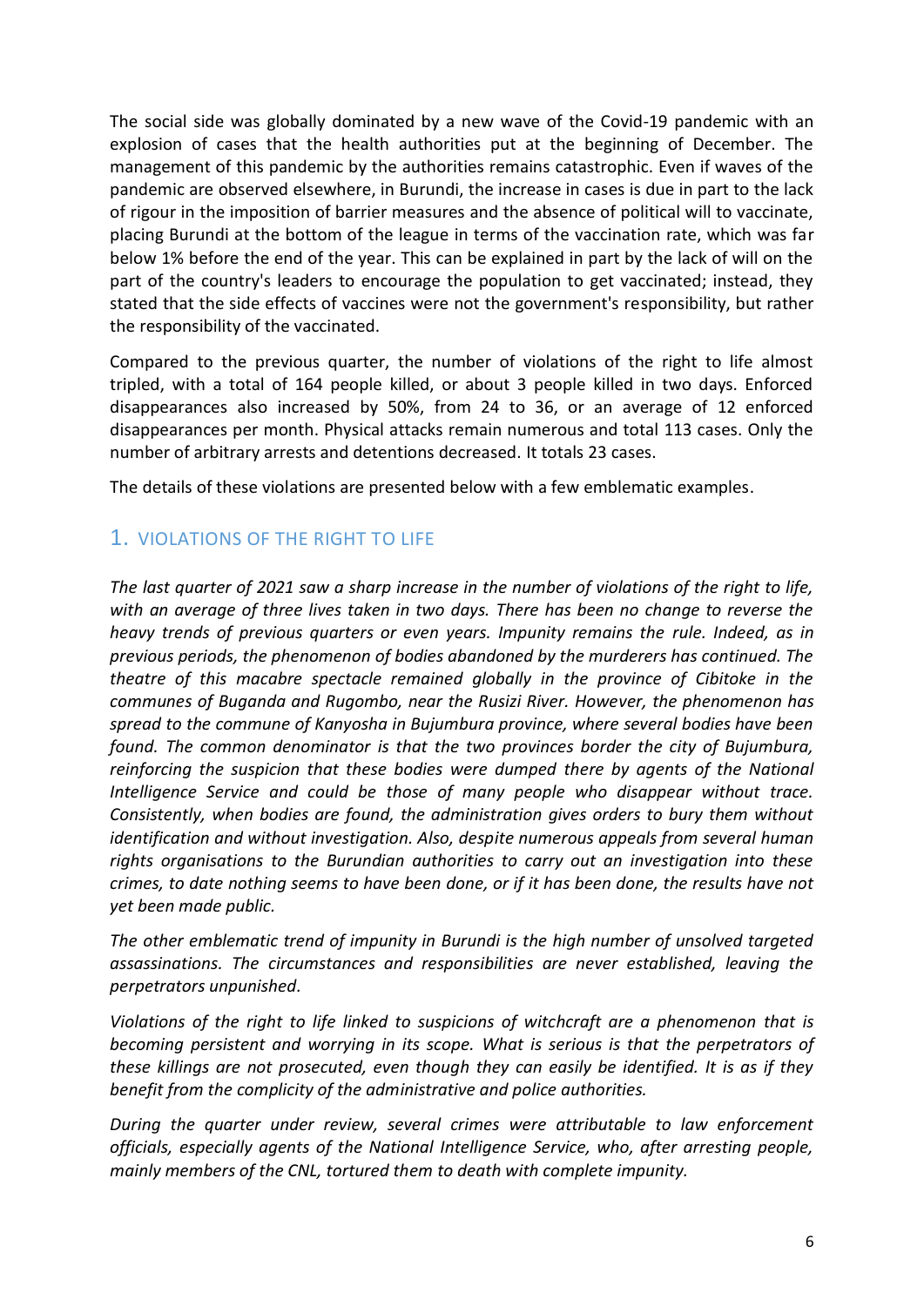The social side was globally dominated by a new wave of the Covid-19 pandemic with an explosion of cases that the health authorities put at the beginning of December. The management of this pandemic by the authorities remains catastrophic. Even if waves of the pandemic are observed elsewhere, in Burundi, the increase in cases is due in part to the lack of rigour in the imposition of barrier measures and the absence of political will to vaccinate, placing Burundi at the bottom of the league in terms of the vaccination rate, which was far below 1% before the end of the year. This can be explained in part by the lack of will on the part of the country's leaders to encourage the population to get vaccinated; instead, they stated that the side effects of vaccines were not the government's responsibility, but rather the responsibility of the vaccinated.

Compared to the previous quarter, the number of violations of the right to life almost tripled, with a total of 164 people killed, or about 3 people killed in two days. Enforced disappearances also increased by 50%, from 24 to 36, or an average of 12 enforced disappearances per month. Physical attacks remain numerous and total 113 cases. Only the number of arbitrary arrests and detentions decreased. It totals 23 cases.

The details of these violations are presented below with a few emblematic examples.

## 1. VIOLATIONS OF THE RIGHT TO LIFE

*The last quarter of 2021 saw a sharp increase in the number of violations of the right to life, with an average of three lives taken in two days. There has been no change to reverse the heavy trends of previous quarters or even years. Impunity remains the rule. Indeed, as in previous periods, the phenomenon of bodies abandoned by the murderers has continued. The theatre of this macabre spectacle remained globally in the province of Cibitoke in the communes of Buganda and Rugombo, near the Rusizi River. However, the phenomenon has spread to the commune of Kanyosha in Bujumbura province, where several bodies have been found. The common denominator is that the two provinces border the city of Bujumbura, reinforcing the suspicion that these bodies were dumped there by agents of the National Intelligence Service and could be those of many people who disappear without trace. Consistently, when bodies are found, the administration gives orders to bury them without identification and without investigation. Also, despite numerous appeals from several human rights organisations to the Burundian authorities to carry out an investigation into these crimes, to date nothing seems to have been done, or if it has been done, the results have not yet been made public.*

*The other emblematic trend of impunity in Burundi is the high number of unsolved targeted assassinations. The circumstances and responsibilities are never established, leaving the perpetrators unpunished.*

*Violations of the right to life linked to suspicions of witchcraft are a phenomenon that is becoming persistent and worrying in its scope. What is serious is that the perpetrators of these killings are not prosecuted, even though they can easily be identified. It is as if they benefit from the complicity of the administrative and police authorities.*

*During the quarter under review, several crimes were attributable to law enforcement officials, especially agents of the National Intelligence Service, who, after arresting people, mainly members of the CNL, tortured them to death with complete impunity.*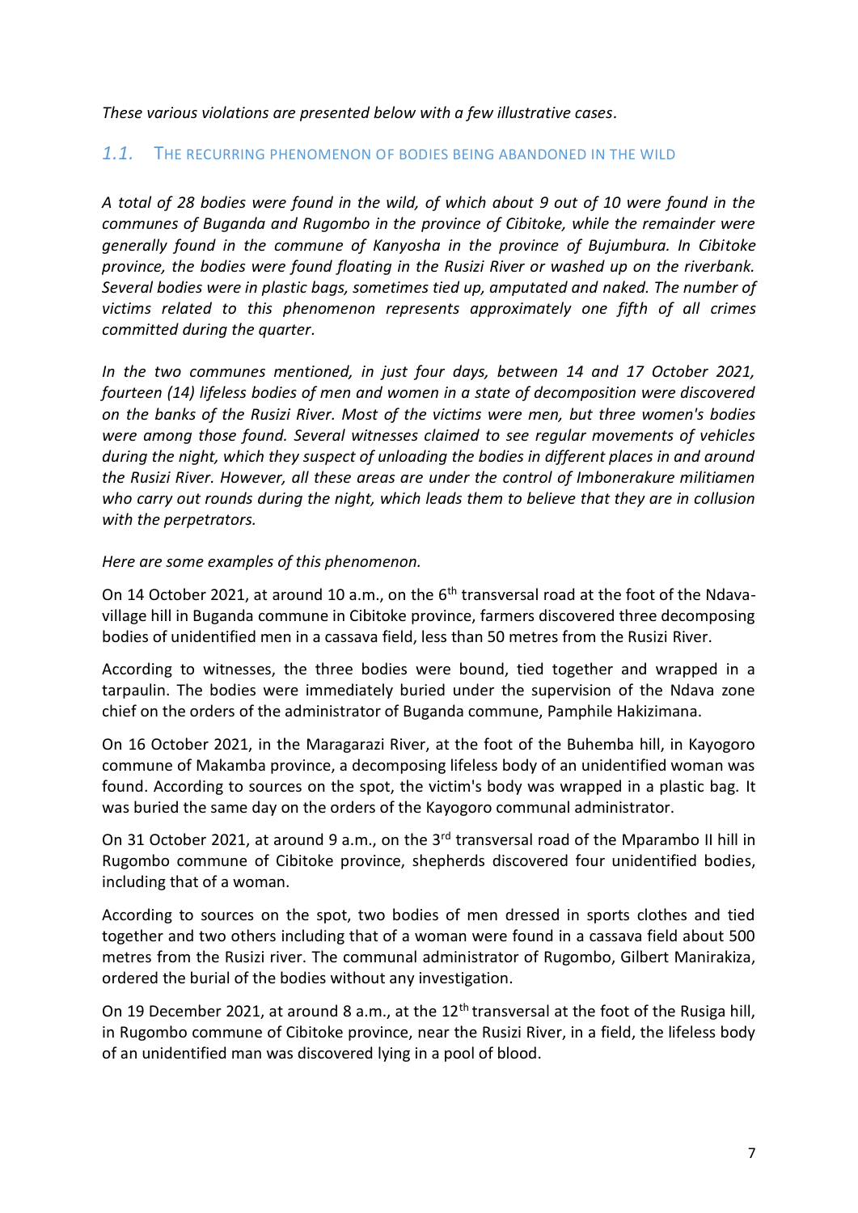*These various violations are presented below with a few illustrative cases.*

## *1.1.* The recurring phenomenon of bodies being abandoned in the wild

*A total of 28 bodies were found in the wild, of which about 9 out of 10 were found in the communes of Buganda and Rugombo in the province of Cibitoke, while the remainder were generally found in the commune of Kanyosha in the province of Bujumbura. In Cibitoke province, the bodies were found floating in the Rusizi River or washed up on the riverbank. Several bodies were in plastic bags, sometimes tied up, amputated and naked. The number of victims related to this phenomenon represents approximately one fifth of all crimes committed during the quarter.*

*In the two communes mentioned, in just four days, between 14 and 17 October 2021, fourteen (14) lifeless bodies of men and women in a state of decomposition were discovered on the banks of the Rusizi River. Most of the victims were men, but three women's bodies were among those found. Several witnesses claimed to see regular movements of vehicles during the night, which they suspect of unloading the bodies in different places in and around the Rusizi River. However, all these areas are under the control of Imbonerakure militiamen who carry out rounds during the night, which leads them to believe that they are in collusion with the perpetrators.*

*Here are some examples of this phenomenon.*

On 14 October 2021, at around 10 a.m., on the 6th transversal road at the foot of the Ndava-village hill in Buganda commune in Cibitoke province, farmers discovered three decomposing bodies of unidentified men in a cassava field, less than 50 metres from the Rusizi River.

According to witnesses, the three bodies were bound, tied together and wrapped in a tarpaulin. The bodies were immediately buried under the supervision of the Ndava zone chief on the orders of the administrator of Buganda commune, Pamphile Hakizimana.

On 16 October 2021, in the Maragarazi River, at the foot of the Buhemba hill, in Kayogoro commune of Makamba province, a decomposing lifeless body of an unidentified woman was found. According to sources on the spot, the victim's body was wrapped in a plastic bag. It was buried the same day on the orders of the Kayogoro communal administrator.

On 31 October 2021, at around 9 a.m., on the 3rd transversal road of the Mparambo II hill in Rugombo commune of Cibitoke province, shepherds discovered four unidentified bodies, including that of a woman.

According to sources on the spot, two bodies of men dressed in sports clothes and tied together and two others including that of a woman were found in a cassava field about 500 metres from the Rusizi river. The communal administrator of Rugombo, Gilbert Manirakiza, ordered the burial of the bodies without any investigation.

On 19 December 2021, at around 8 a.m., at the 12th transversal at the foot of the Rusiga hill, in Rugombo commune of Cibitoke province, near the Rusizi River, in a field, the lifeless body of an unidentified man was discovered lying in a pool of blood.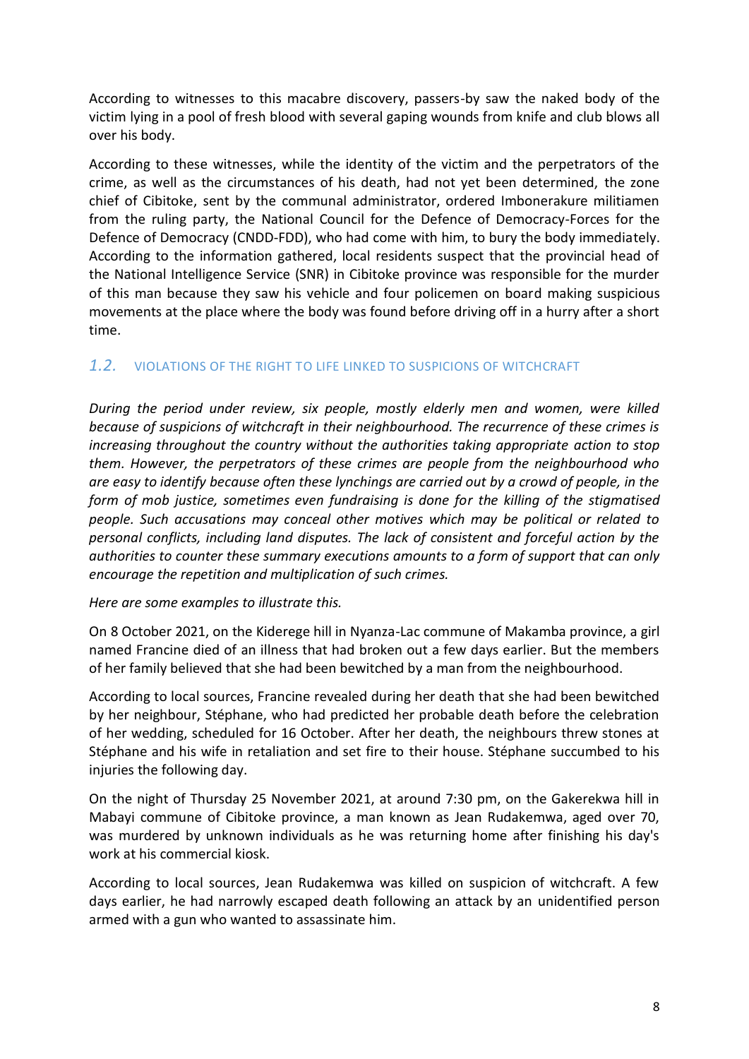According to witnesses to this macabre discovery, passers-by saw the naked body of the victim lying in a pool of fresh blood with several gaping wounds from knife and club blows all over his body.

According to these witnesses, while the identity of the victim and the perpetrators of the crime, as well as the circumstances of his death, had not yet been determined, the zone chief of Cibitoke, sent by the communal administrator, ordered Imbonerakure militiamen from the ruling party, the National Council for the Defence of Democracy-Forces for the Defence of Democracy (CNDD-FDD), who had come with him, to bury the body immediately. According to the information gathered, local residents suspect that the provincial head of the National Intelligence Service (SNR) in Cibitoke province was responsible for the murder of this man because they saw his vehicle and four policemen on board making suspicious movements at the place where the body was found before driving off in a hurry after a short time.

### *1.2.* VIOLATIONS OF THE RIGHT TO LIFE LINKED TO SUSPICIONS OF WITCHCRAFT

*During the period under review, six people, mostly elderly men and women, were killed because of suspicions of witchcraft in their neighbourhood. The recurrence of these crimes is increasing throughout the country without the authorities taking appropriate action to stop them. However, the perpetrators of these crimes are people from the neighbourhood who are easy to identify because often these lynchings are carried out by a crowd of people, in the form of mob justice, sometimes even fundraising is done for the killing of the stigmatised people. Such accusations may conceal other motives which may be political or related to personal conflicts, including land disputes. The lack of consistent and forceful action by the authorities to counter these summary executions amounts to a form of support that can only encourage the repetition and multiplication of such crimes.*

*Here are some examples to illustrate this.*

On 8 October 2021, on the Kiderege hill in Nyanza-Lac commune of Makamba province, a girl named Francine died of an illness that had broken out a few days earlier. But the members of her family believed that she had been bewitched by a man from the neighbourhood.

According to local sources, Francine revealed during her death that she had been bewitched by her neighbour, Stéphane, who had predicted her probable death before the celebration of her wedding, scheduled for 16 October. After her death, the neighbours threw stones at Stéphane and his wife in retaliation and set fire to their house. Stéphane succumbed to his injuries the following day.

On the night of Thursday 25 November 2021, at around 7:30 pm, on the Gakerekwa hill in Mabayi commune of Cibitoke province, a man known as Jean Rudakemwa, aged over 70, was murdered by unknown individuals as he was returning home after finishing his day's work at his commercial kiosk.

According to local sources, Jean Rudakemwa was killed on suspicion of witchcraft. A few days earlier, he had narrowly escaped death following an attack by an unidentified person armed with a gun who wanted to assassinate him.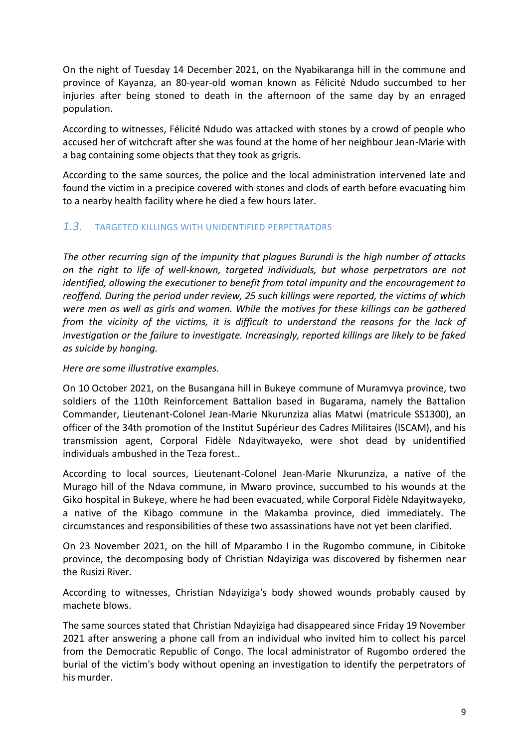On the night of Tuesday 14 December 2021, on the Nyabikaranga hill in the commune and province of Kayanza, an 80-year-old woman known as Félicité Ndudo succumbed to her injuries after being stoned to death in the afternoon of the same day by an enraged population.

According to witnesses, Félicité Ndudo was attacked with stones by a crowd of people who accused her of witchcraft after she was found at the home of her neighbour Jean-Marie with a bag containing some objects that they took as grigris.

According to the same sources, the police and the local administration intervened late and found the victim in a precipice covered with stones and clods of earth before evacuating him to a nearby health facility where he died a few hours later.

### *1.3.* TARGETED KILLINGS WITH UNIDENTIFIED PERPETRATORS

*The other recurring sign of the impunity that plagues Burundi is the high number of attacks on the right to life of well-known, targeted individuals, but whose perpetrators are not identified, allowing the executioner to benefit from total impunity and the encouragement to reoffend. During the period under review, 25 such killings were reported, the victims of which were men as well as girls and women. While the motives for these killings can be gathered from the vicinity of the victims, it is difficult to understand the reasons for the lack of investigation or the failure to investigate. Increasingly, reported killings are likely to be faked as suicide by hanging.*

*Here are some illustrative examples.*

On 10 October 2021, on the Busangana hill in Bukeye commune of Muramvya province, two soldiers of the 110th Reinforcement Battalion based in Bugarama, namely the Battalion Commander, Lieutenant-Colonel Jean-Marie Nkurunziza alias Matwi (matricule SS1300), an officer of the 34th promotion of the Institut Supérieur des Cadres Militaires (ISCAM), and his transmission agent, Corporal Fidèle Ndayitwayeko, were shot dead by unidentified individuals ambushed in the Teza forest..

According to local sources, Lieutenant-Colonel Jean-Marie Nkurunziza, a native of the Murago hill of the Ndava commune, in Mwaro province, succumbed to his wounds at the Giko hospital in Bukeye, where he had been evacuated, while Corporal Fidèle Ndayitwayeko, a native of the Kibago commune in the Makamba province, died immediately. The circumstances and responsibilities of these two assassinations have not yet been clarified.

On 23 November 2021, on the hill of Mparambo I in the Rugombo commune, in Cibitoke province, the decomposing body of Christian Ndayiziga was discovered by fishermen near the Rusizi River.

According to witnesses, Christian Ndayiziga's body showed wounds probably caused by machete blows.

The same sources stated that Christian Ndayiziga had disappeared since Friday 19 November 2021 after answering a phone call from an individual who invited him to collect his parcel from the Democratic Republic of Congo. The local administrator of Rugombo ordered the burial of the victim's body without opening an investigation to identify the perpetrators of his murder.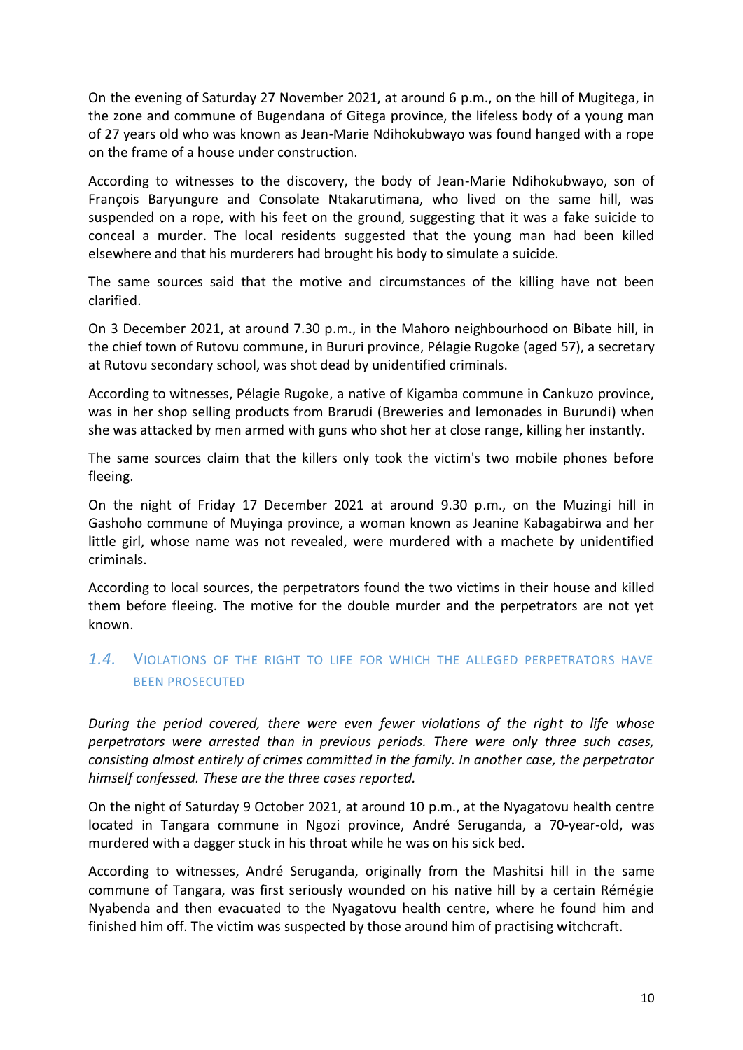On the evening of Saturday 27 November 2021, at around 6 p.m., on the hill of Mugitega, in the zone and commune of Bugendana of Gitega province, the lifeless body of a young man of 27 years old who was known as Jean-Marie Ndihokubwayo was found hanged with a rope on the frame of a house under construction.

According to witnesses to the discovery, the body of Jean-Marie Ndihokubwayo, son of François Baryungure and Consolate Ntakarutimana, who lived on the same hill, was suspended on a rope, with his feet on the ground, suggesting that it was a fake suicide to conceal a murder. The local residents suggested that the young man had been killed elsewhere and that his murderers had brought his body to simulate a suicide.

The same sources said that the motive and circumstances of the killing have not been clarified.

On 3 December 2021, at around 7.30 p.m., in the Mahoro neighbourhood on Bibate hill, in the chief town of Rutovu commune, in Bururi province, Pélagie Rugoke (aged 57), a secretary at Rutovu secondary school, was shot dead by unidentified criminals.

According to witnesses, Pélagie Rugoke, a native of Kigamba commune in Cankuzo province, was in her shop selling products from Brarudi (Breweries and lemonades in Burundi) when she was attacked by men armed with guns who shot her at close range, killing her instantly.

The same sources claim that the killers only took the victim's two mobile phones before fleeing.

On the night of Friday 17 December 2021 at around 9.30 p.m., on the Muzingi hill in Gashoho commune of Muyinga province, a woman known as Jeanine Kabagabirwa and her little girl, whose name was not revealed, were murdered with a machete by unidentified criminals.

According to local sources, the perpetrators found the two victims in their house and killed them before fleeing. The motive for the double murder and the perpetrators are not yet known.

## 1.4. VIOLATIONS OF THE RIGHT TO LIFE FOR WHICH THE ALLEGED PERPETRATORS HAVE BEEN PROSECUTED

*During the period covered, there were even fewer violations of the right to life whose perpetrators were arrested than in previous periods. There were only three such cases, consisting almost entirely of crimes committed in the family. In another case, the perpetrator himself confessed. These are the three cases reported.*

On the night of Saturday 9 October 2021, at around 10 p.m., at the Nyagatovu health centre located in Tangara commune in Ngozi province, André Seruganda, a 70-year-old, was murdered with a dagger stuck in his throat while he was on his sick bed.

According to witnesses, André Seruganda, originally from the Mashitsi hill in the same commune of Tangara, was first seriously wounded on his native hill by a certain Rémégie Nyabenda and then evacuated to the Nyagatovu health centre, where he found him and finished him off. The victim was suspected by those around him of practising witchcraft.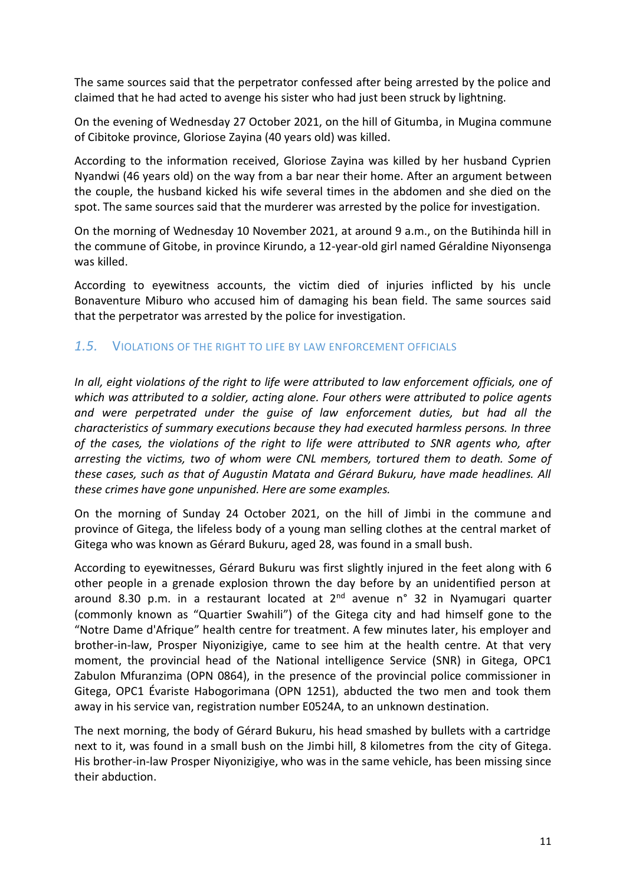The same sources said that the perpetrator confessed after being arrested by the police and claimed that he had acted to avenge his sister who had just been struck by lightning.

On the evening of Wednesday 27 October 2021, on the hill of Gitumba, in Mugina commune of Cibitoke province, Gloriose Zayina (40 years old) was killed.

According to the information received, Gloriose Zayina was killed by her husband Cyprien Nyandwi (46 years old) on the way from a bar near their home. After an argument between the couple, the husband kicked his wife several times in the abdomen and she died on the spot. The same sources said that the murderer was arrested by the police for investigation.

On the morning of Wednesday 10 November 2021, at around 9 a.m., on the Butihinda hill in the commune of Gitobe, in province Kirundo, a 12-year-old girl named Géraldine Niyonsenga was killed.

According to eyewitness accounts, the victim died of injuries inflicted by his uncle Bonaventure Miburo who accused him of damaging his bean field. The same sources said that the perpetrator was arrested by the police for investigation.

## 1.5. VIOLATIONS OF THE RIGHT TO LIFE BY LAW ENFORCEMENT OFFICIALS

*In all, eight violations of the right to life were attributed to law enforcement officials, one of which was attributed to a soldier, acting alone. Four others were attributed to police agents and were perpetrated under the guise of law enforcement duties, but had all the characteristics of summary executions because they had executed harmless persons. In three of the cases, the violations of the right to life were attributed to SNR agents who, after arresting the victims, two of whom were CNL members, tortured them to death. Some of these cases, such as that of Augustin Matata and Gérard Bukuru, have made headlines. All these crimes have gone unpunished. Here are some examples.*

On the morning of Sunday 24 October 2021, on the hill of Jimbi in the commune and province of Gitega, the lifeless body of a young man selling clothes at the central market of Gitega who was known as Gérard Bukuru, aged 28, was found in a small bush.

According to eyewitnesses, Gérard Bukuru was first slightly injured in the feet along with 6 other people in a grenade explosion thrown the day before by an unidentified person at around 8.30 p.m. in a restaurant located at 2nd avenue n° 32 in Nyamugari quarter (commonly known as "Quartier Swahili") of the Gitega city and had himself gone to the "Notre Dame d'Afrique" health centre for treatment. A few minutes later, his employer and brother-in-law, Prosper Niyonizigiye, came to see him at the health centre. At that very moment, the provincial head of the National intelligence Service (SNR) in Gitega, OPC1 Zabulon Mfuranzima (OPN 0864), in the presence of the provincial police commissioner in Gitega, OPC1 Évariste Habogorimana (OPN 1251), abducted the two men and took them away in his service van, registration number E0524A, to an unknown destination.

The next morning, the body of Gérard Bukuru, his head smashed by bullets with a cartridge next to it, was found in a small bush on the Jimbi hill, 8 kilometres from the city of Gitega. His brother-in-law Prosper Niyonizigiye, who was in the same vehicle, has been missing since their abduction.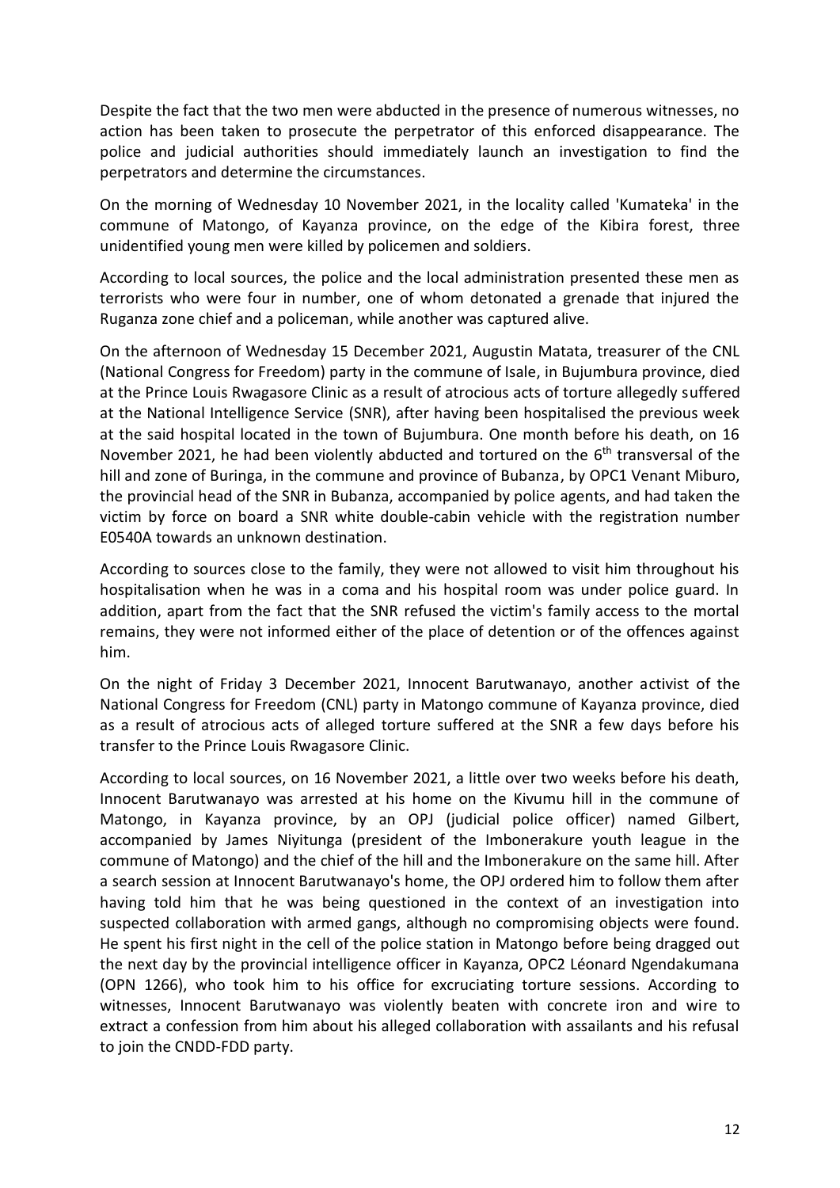Despite the fact that the two men were abducted in the presence of numerous witnesses, no action has been taken to prosecute the perpetrator of this enforced disappearance. The police and judicial authorities should immediately launch an investigation to find the perpetrators and determine the circumstances.

On the morning of Wednesday 10 November 2021, in the locality called 'Kumateka' in the commune of Matongo, of Kayanza province, on the edge of the Kibira forest, three unidentified young men were killed by policemen and soldiers.

According to local sources, the police and the local administration presented these men as terrorists who were four in number, one of whom detonated a grenade that injured the Ruganza zone chief and a policeman, while another was captured alive.

On the afternoon of Wednesday 15 December 2021, Augustin Matata, treasurer of the CNL (National Congress for Freedom) party in the commune of Isale, in Bujumbura province, died at the Prince Louis Rwagasore Clinic as a result of atrocious acts of torture allegedly suffered at the National Intelligence Service (SNR), after having been hospitalised the previous week at the said hospital located in the town of Bujumbura. One month before his death, on 16 November 2021, he had been violently abducted and tortured on the 6th transversal of the hill and zone of Buringa, in the commune and province of Bubanza, by OPC1 Venant Miburo, the provincial head of the SNR in Bubanza, accompanied by police agents, and had taken the victim by force on board a SNR white double-cabin vehicle with the registration number E0540A towards an unknown destination.

According to sources close to the family, they were not allowed to visit him throughout his hospitalisation when he was in a coma and his hospital room was under police guard. In addition, apart from the fact that the SNR refused the victim's family access to the mortal remains, they were not informed either of the place of detention or of the offences against him.

On the night of Friday 3 December 2021, Innocent Barutwanayo, another activist of the National Congress for Freedom (CNL) party in Matongo commune of Kayanza province, died as a result of atrocious acts of alleged torture suffered at the SNR a few days before his transfer to the Prince Louis Rwagasore Clinic.

According to local sources, on 16 November 2021, a little over two weeks before his death, Innocent Barutwanayo was arrested at his home on the Kivumu hill in the commune of Matongo, in Kayanza province, by an OPJ (judicial police officer) named Gilbert, accompanied by James Niyitunga (president of the Imbonerakure youth league in the commune of Matongo) and the chief of the hill and the Imbonerakure on the same hill. After a search session at Innocent Barutwanayo's home, the OPJ ordered him to follow them after having told him that he was being questioned in the context of an investigation into suspected collaboration with armed gangs, although no compromising objects were found. He spent his first night in the cell of the police station in Matongo before being dragged out the next day by the provincial intelligence officer in Kayanza, OPC2 Léonard Ngendakumana (OPN 1266), who took him to his office for excruciating torture sessions. According to witnesses, Innocent Barutwanayo was violently beaten with concrete iron and wire to extract a confession from him about his alleged collaboration with assailants and his refusal to join the CNDD-FDD party.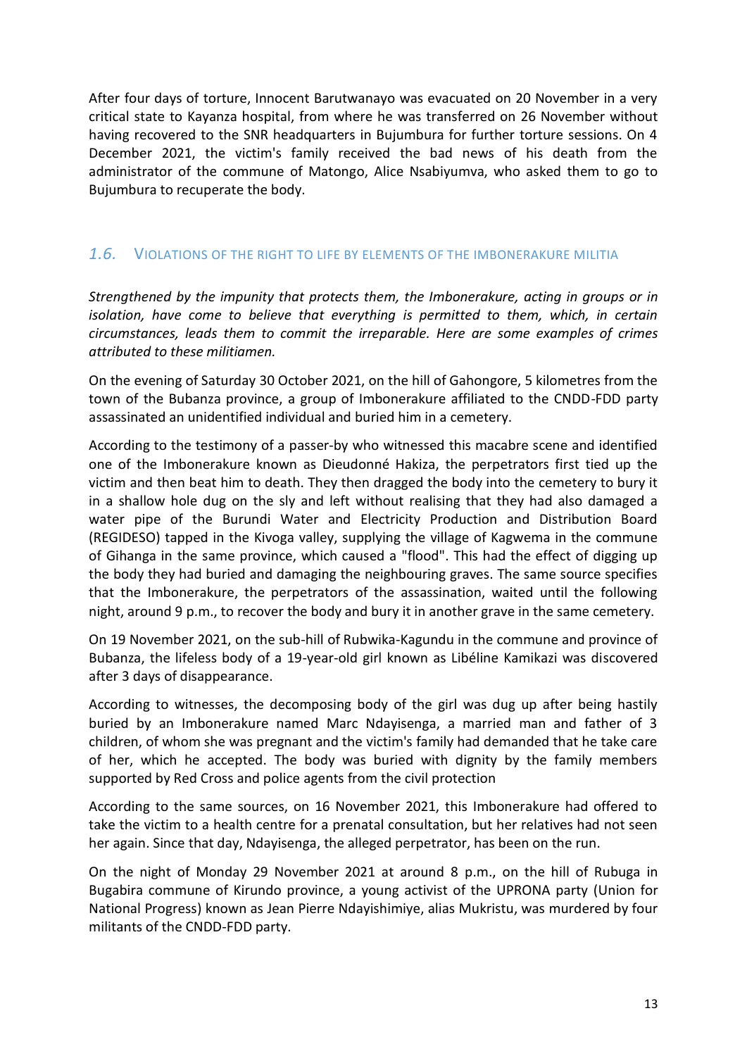After four days of torture, Innocent Barutwanayo was evacuated on 20 November in a very critical state to Kayanza hospital, from where he was transferred on 26 November without having recovered to the SNR headquarters in Bujumbura for further torture sessions. On 4 December 2021, the victim's family received the bad news of his death from the administrator of the commune of Matongo, Alice Nsabiyumva, who asked them to go to Bujumbura to recuperate the body.

## *1.6.* VIOLATIONS OF THE RIGHT TO LIFE BY ELEMENTS OF THE IMBONERAKURE MILITIA

*Strengthened by the impunity that protects them, the Imbonerakure, acting in groups or in isolation, have come to believe that everything is permitted to them, which, in certain circumstances, leads them to commit the irreparable. Here are some examples of crimes attributed to these militiamen.*

On the evening of Saturday 30 October 2021, on the hill of Gahongore, 5 kilometres from the town of the Bubanza province, a group of Imbonerakure affiliated to the CNDD-FDD party assassinated an unidentified individual and buried him in a cemetery.

According to the testimony of a passer-by who witnessed this macabre scene and identified one of the Imbonerakure known as Dieudonné Hakiza, the perpetrators first tied up the victim and then beat him to death. They then dragged the body into the cemetery to bury it in a shallow hole dug on the sly and left without realising that they had also damaged a water pipe of the Burundi Water and Electricity Production and Distribution Board (REGIDESO) tapped in the Kivoga valley, supplying the village of Kagwema in the commune of Gihanga in the same province, which caused a "flood". This had the effect of digging up the body they had buried and damaging the neighbouring graves. The same source specifies that the Imbonerakure, the perpetrators of the assassination, waited until the following night, around 9 p.m., to recover the body and bury it in another grave in the same cemetery.

On 19 November 2021, on the sub-hill of Rubwika-Kagundu in the commune and province of Bubanza, the lifeless body of a 19-year-old girl known as Libéline Kamikazi was discovered after 3 days of disappearance.

According to witnesses, the decomposing body of the girl was dug up after being hastily buried by an Imbonerakure named Marc Ndayisenga, a married man and father of 3 children, of whom she was pregnant and the victim's family had demanded that he take care of her, which he accepted. The body was buried with dignity by the family members supported by Red Cross and police agents from the civil protection

According to the same sources, on 16 November 2021, this Imbonerakure had offered to take the victim to a health centre for a prenatal consultation, but her relatives had not seen her again. Since that day, Ndayisenga, the alleged perpetrator, has been on the run.

On the night of Monday 29 November 2021 at around 8 p.m., on the hill of Rubuga in Bugabira commune of Kirundo province, a young activist of the UPRONA party (Union for National Progress) known as Jean Pierre Ndayishimiye, alias Mukristu, was murdered by four militants of the CNDD-FDD party.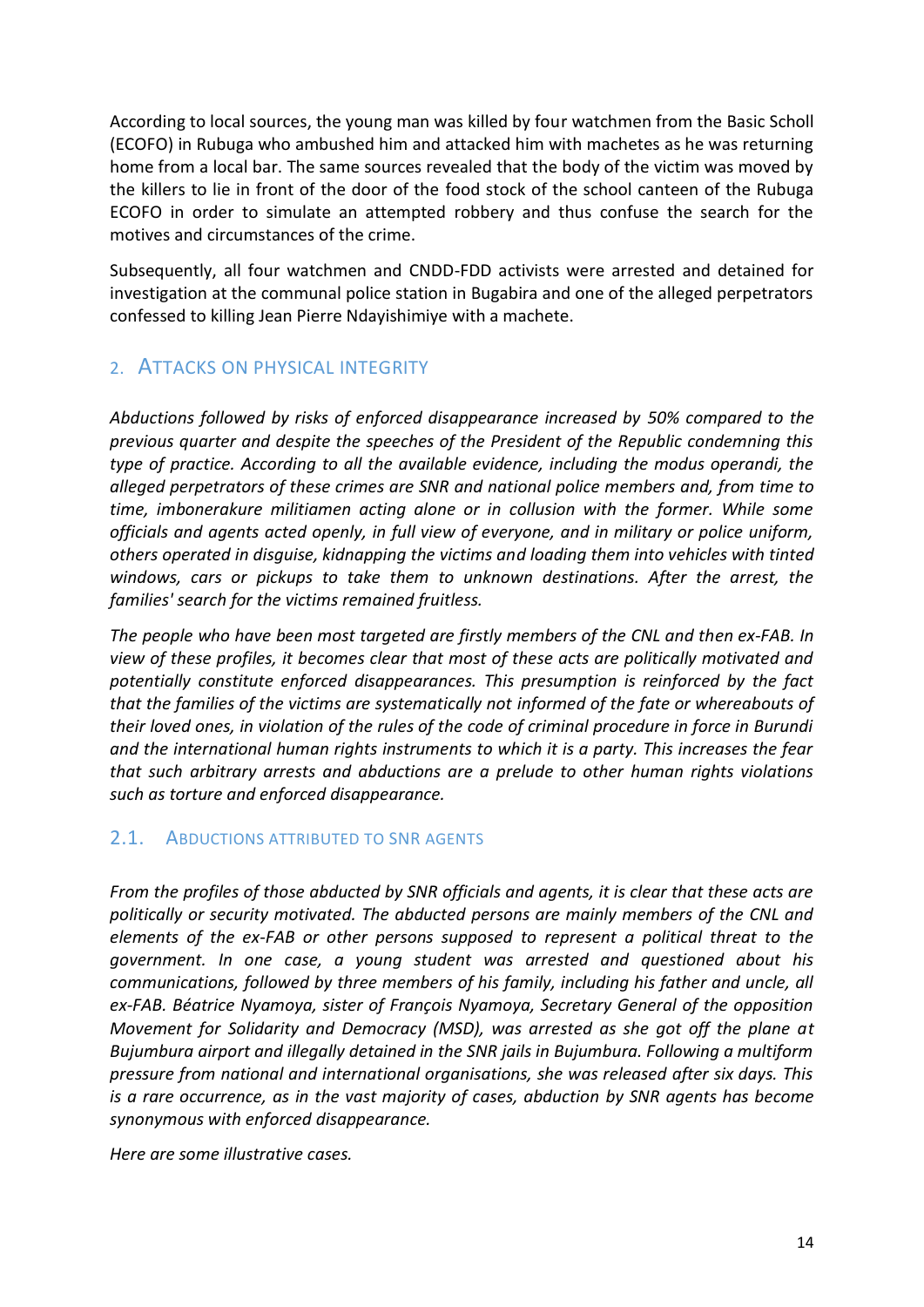According to local sources, the young man was killed by four watchmen from the Basic Scholl (ECOFO) in Rubuga who ambushed him and attacked him with machetes as he was returning home from a local bar. The same sources revealed that the body of the victim was moved by the killers to lie in front of the door of the food stock of the school canteen of the Rubuga ECOFO in order to simulate an attempted robbery and thus confuse the search for the motives and circumstances of the crime.

Subsequently, all four watchmen and CNDD-FDD activists were arrested and detained for investigation at the communal police station in Bugabira and one of the alleged perpetrators confessed to killing Jean Pierre Ndayishimiye with a machete.

## 2. Attacks on physical integrity

*Abductions followed by risks of enforced disappearance increased by 50% compared to the previous quarter and despite the speeches of the President of the Republic condemning this type of practice. According to all the available evidence, including the modus operandi, the alleged perpetrators of these crimes are SNR and national police members and, from time to time, imbonerakure militiamen acting alone or in collusion with the former. While some officials and agents acted openly, in full view of everyone, and in military or police uniform, others operated in disguise, kidnapping the victims and loading them into vehicles with tinted windows, cars or pickups to take them to unknown destinations. After the arrest, the families' search for the victims remained fruitless.*

*The people who have been most targeted are firstly members of the CNL and then ex-FAB. In view of these profiles, it becomes clear that most of these acts are politically motivated and potentially constitute enforced disappearances. This presumption is reinforced by the fact that the families of the victims are systematically not informed of the fate or whereabouts of their loved ones, in violation of the rules of the code of criminal procedure in force in Burundi and the international human rights instruments to which it is a party. This increases the fear that such arbitrary arrests and abductions are a prelude to other human rights violations such as torture and enforced disappearance.*

### 2.1. Abductions attributed to SNR agents

*From the profiles of those abducted by SNR officials and agents, it is clear that these acts are politically or security motivated. The abducted persons are mainly members of the CNL and elements of the ex-FAB or other persons supposed to represent a political threat to the government. In one case, a young student was arrested and questioned about his communications, followed by three members of his family, including his father and uncle, all ex-FAB. Béatrice Nyamoya, sister of François Nyamoya, Secretary General of the opposition Movement for Solidarity and Democracy (MSD), was arrested as she got off the plane at Bujumbura airport and illegally detained in the SNR jails in Bujumbura. Following a multiform pressure from national and international organisations, she was released after six days. This is a rare occurrence, as in the vast majority of cases, abduction by SNR agents has become synonymous with enforced disappearance.*

*Here are some illustrative cases.*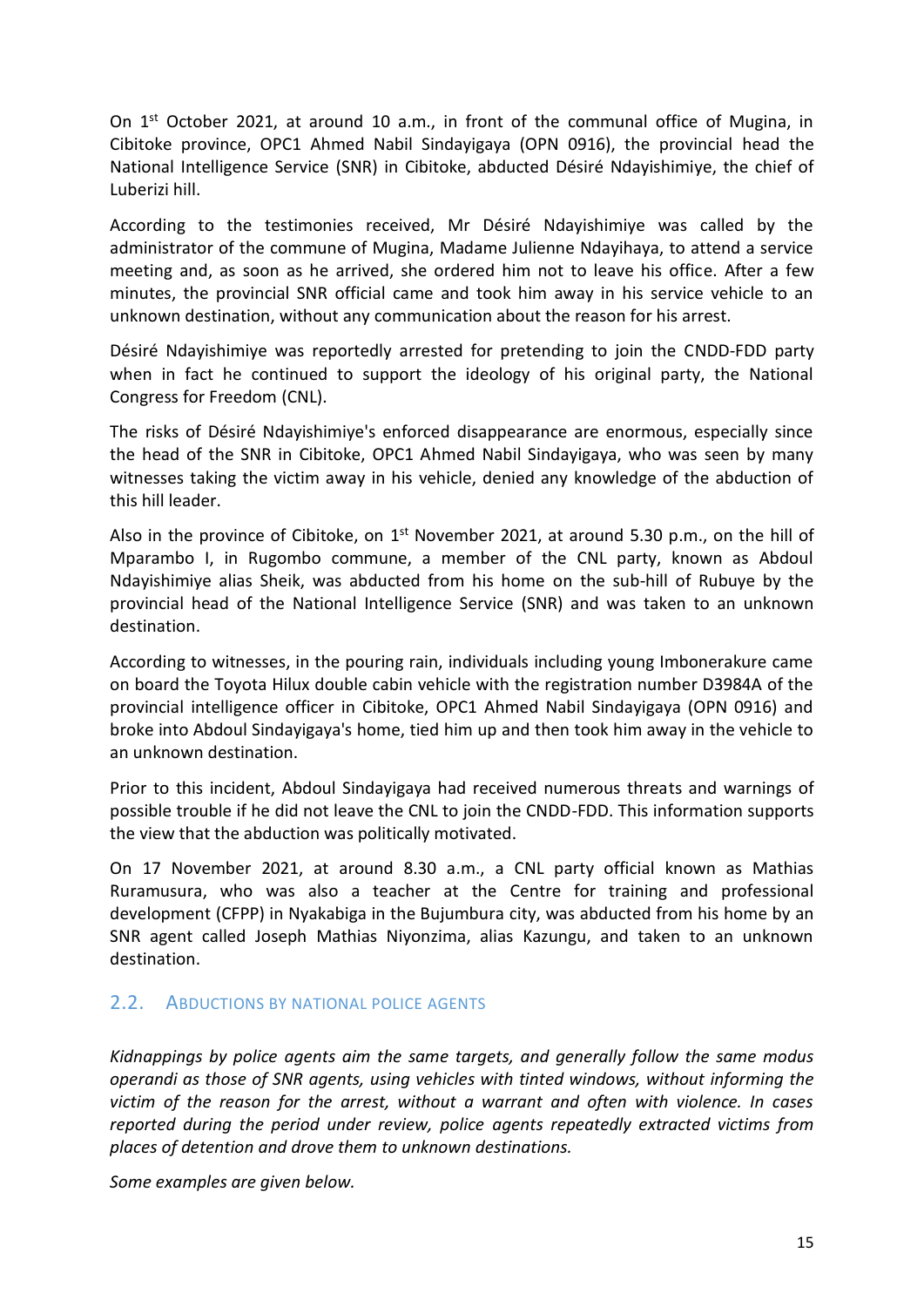On 1st October 2021, at around 10 a.m., in front of the communal office of Mugina, in Cibitoke province, OPC1 Ahmed Nabil Sindayigaya (OPN 0916), the provincial head the National Intelligence Service (SNR) in Cibitoke, abducted Désiré Ndayishimiye, the chief of Luberizi hill.

According to the testimonies received, Mr Désiré Ndayishimiye was called by the administrator of the commune of Mugina, Madame Julienne Ndayihaya, to attend a service meeting and, as soon as he arrived, she ordered him not to leave his office. After a few minutes, the provincial SNR official came and took him away in his service vehicle to an unknown destination, without any communication about the reason for his arrest.

Désiré Ndayishimiye was reportedly arrested for pretending to join the CNDD-FDD party when in fact he continued to support the ideology of his original party, the National Congress for Freedom (CNL).

The risks of Désiré Ndayishimiye's enforced disappearance are enormous, especially since the head of the SNR in Cibitoke, OPC1 Ahmed Nabil Sindayigaya, who was seen by many witnesses taking the victim away in his vehicle, denied any knowledge of the abduction of this hill leader.

Also in the province of Cibitoke, on 1st November 2021, at around 5.30 p.m., on the hill of Mparambo I, in Rugombo commune, a member of the CNL party, known as Abdoul Ndayishimiye alias Sheik, was abducted from his home on the sub-hill of Rubuye by the provincial head of the National Intelligence Service (SNR) and was taken to an unknown destination.

According to witnesses, in the pouring rain, individuals including young Imbonerakure came on board the Toyota Hilux double cabin vehicle with the registration number D3984A of the provincial intelligence officer in Cibitoke, OPC1 Ahmed Nabil Sindayigaya (OPN 0916) and broke into Abdoul Sindayigaya's home, tied him up and then took him away in the vehicle to an unknown destination.

Prior to this incident, Abdoul Sindayigaya had received numerous threats and warnings of possible trouble if he did not leave the CNL to join the CNDD-FDD. This information supports the view that the abduction was politically motivated.

On 17 November 2021, at around 8.30 a.m., a CNL party official known as Mathias Ruramusura, who was also a teacher at the Centre for training and professional development (CFPP) in Nyakabiga in the Bujumbura city, was abducted from his home by an SNR agent called Joseph Mathias Niyonzima, alias Kazungu, and taken to an unknown destination.

## 2.2. Abductions by national police agents

*Kidnappings by police agents aim the same targets, and generally follow the same modus operandi as those of SNR agents, using vehicles with tinted windows, without informing the victim of the reason for the arrest, without a warrant and often with violence. In cases reported during the period under review, police agents repeatedly extracted victims from places of detention and drove them to unknown destinations.*

*Some examples are given below.*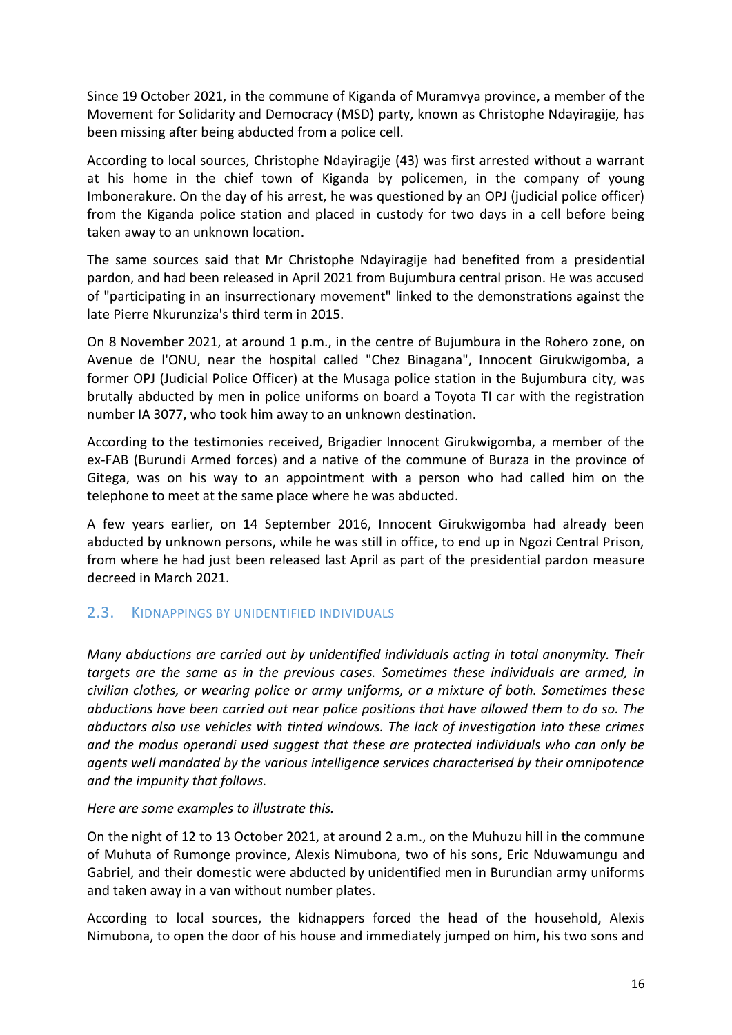Since 19 October 2021, in the commune of Kiganda of Muramvya province, a member of the Movement for Solidarity and Democracy (MSD) party, known as Christophe Ndayiragije, has been missing after being abducted from a police cell.

According to local sources, Christophe Ndayiragije (43) was first arrested without a warrant at his home in the chief town of Kiganda by policemen, in the company of young Imbonerakure. On the day of his arrest, he was questioned by an OPJ (judicial police officer) from the Kiganda police station and placed in custody for two days in a cell before being taken away to an unknown location.

The same sources said that Mr Christophe Ndayiragije had benefited from a presidential pardon, and had been released in April 2021 from Bujumbura central prison. He was accused of "participating in an insurrectionary movement" linked to the demonstrations against the late Pierre Nkurunziza's third term in 2015.

On 8 November 2021, at around 1 p.m., in the centre of Bujumbura in the Rohero zone, on Avenue de l'ONU, near the hospital called "Chez Binagana", Innocent Girukwigomba, a former OPJ (Judicial Police Officer) at the Musaga police station in the Bujumbura city, was brutally abducted by men in police uniforms on board a Toyota TI car with the registration number IA 3077, who took him away to an unknown destination.

According to the testimonies received, Brigadier Innocent Girukwigomba, a member of the ex-FAB (Burundi Armed forces) and a native of the commune of Buraza in the province of Gitega, was on his way to an appointment with a person who had called him on the telephone to meet at the same place where he was abducted.

A few years earlier, on 14 September 2016, Innocent Girukwigomba had already been abducted by unknown persons, while he was still in office, to end up in Ngozi Central Prison, from where he had just been released last April as part of the presidential pardon measure decreed in March 2021.

## 2.3. KIDNAPPINGS BY UNIDENTIFIED INDIVIDUALS

*Many abductions are carried out by unidentified individuals acting in total anonymity. Their targets are the same as in the previous cases. Sometimes these individuals are armed, in civilian clothes, or wearing police or army uniforms, or a mixture of both. Sometimes these abductions have been carried out near police positions that have allowed them to do so. The abductors also use vehicles with tinted windows. The lack of investigation into these crimes and the modus operandi used suggest that these are protected individuals who can only be agents well mandated by the various intelligence services characterised by their omnipotence and the impunity that follows.*

*Here are some examples to illustrate this.*

On the night of 12 to 13 October 2021, at around 2 a.m., on the Muhuzu hill in the commune of Muhuta of Rumonge province, Alexis Nimubona, two of his sons, Eric Nduwamungu and Gabriel, and their domestic were abducted by unidentified men in Burundian army uniforms and taken away in a van without number plates.

According to local sources, the kidnappers forced the head of the household, Alexis Nimubona, to open the door of his house and immediately jumped on him, his two sons and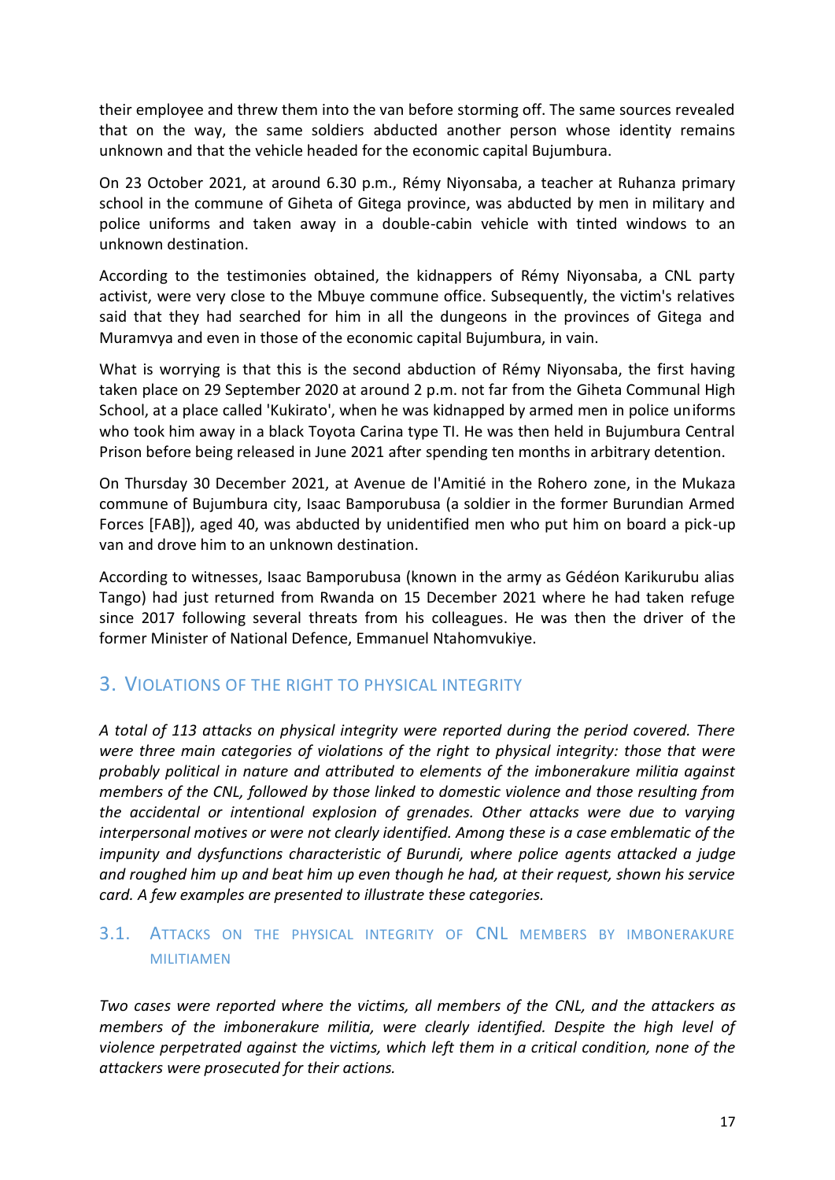their employee and threw them into the van before storming off. The same sources revealed that on the way, the same soldiers abducted another person whose identity remains unknown and that the vehicle headed for the economic capital Bujumbura.

On 23 October 2021, at around 6.30 p.m., Rémy Niyonsaba, a teacher at Ruhanza primary school in the commune of Giheta of Gitega province, was abducted by men in military and police uniforms and taken away in a double-cabin vehicle with tinted windows to an unknown destination.

According to the testimonies obtained, the kidnappers of Rémy Niyonsaba, a CNL party activist, were very close to the Mbuye commune office. Subsequently, the victim's relatives said that they had searched for him in all the dungeons in the provinces of Gitega and Muramvya and even in those of the economic capital Bujumbura, in vain.

What is worrying is that this is the second abduction of Rémy Niyonsaba, the first having taken place on 29 September 2020 at around 2 p.m. not far from the Giheta Communal High School, at a place called 'Kukirato', when he was kidnapped by armed men in police uniforms who took him away in a black Toyota Carina type TI. He was then held in Bujumbura Central Prison before being released in June 2021 after spending ten months in arbitrary detention.

On Thursday 30 December 2021, at Avenue de l'Amitié in the Rohero zone, in the Mukaza commune of Bujumbura city, Isaac Bamporubusa (a soldier in the former Burundian Armed Forces [FAB]), aged 40, was abducted by unidentified men who put him on board a pick-up van and drove him to an unknown destination.

According to witnesses, Isaac Bamporubusa (known in the army as Gédéon Karikurubu alias Tango) had just returned from Rwanda on 15 December 2021 where he had taken refuge since 2017 following several threats from his colleagues. He was then the driver of the former Minister of National Defence, Emmanuel Ntahomvukiye.

## 3. Violations of the right to physical integrity

*A total of 113 attacks on physical integrity were reported during the period covered. There were three main categories of violations of the right to physical integrity: those that were probably political in nature and attributed to elements of the imbonerakure militia against members of the CNL, followed by those linked to domestic violence and those resulting from the accidental or intentional explosion of grenades. Other attacks were due to varying interpersonal motives or were not clearly identified. Among these is a case emblematic of the impunity and dysfunctions characteristic of Burundi, where police agents attacked a judge and roughed him up and beat him up even though he had, at their request, shown his service card. A few examples are presented to illustrate these categories.*

### 3.1. Attacks on the physical integrity of CNL members by imbonerakure militiamen

*Two cases were reported where the victims, all members of the CNL, and the attackers as members of the imbonerakure militia, were clearly identified. Despite the high level of violence perpetrated against the victims, which left them in a critical condition, none of the attackers were prosecuted for their actions.*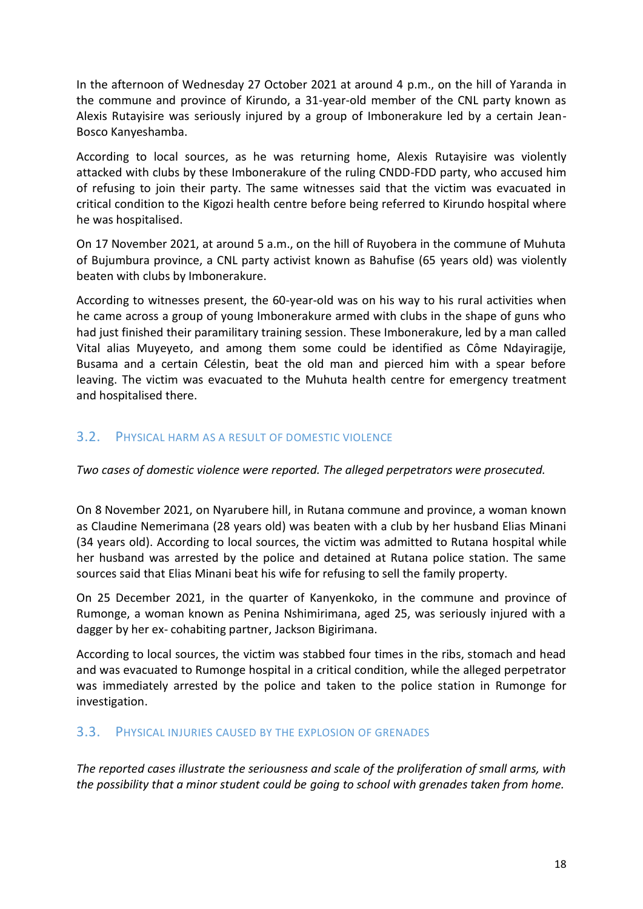In the afternoon of Wednesday 27 October 2021 at around 4 p.m., on the hill of Yaranda in the commune and province of Kirundo, a 31-year-old member of the CNL party known as Alexis Rutayisire was seriously injured by a group of Imbonerakure led by a certain Jean-Bosco Kanyeshamba.

According to local sources, as he was returning home, Alexis Rutayisire was violently attacked with clubs by these Imbonerakure of the ruling CNDD-FDD party, who accused him of refusing to join their party. The same witnesses said that the victim was evacuated in critical condition to the Kigozi health centre before being referred to Kirundo hospital where he was hospitalised.

On 17 November 2021, at around 5 a.m., on the hill of Ruyobera in the commune of Muhuta of Bujumbura province, a CNL party activist known as Bahufise (65 years old) was violently beaten with clubs by Imbonerakure.

According to witnesses present, the 60-year-old was on his way to his rural activities when he came across a group of young Imbonerakure armed with clubs in the shape of guns who had just finished their paramilitary training session. These Imbonerakure, led by a man called Vital alias Muyeyeto, and among them some could be identified as Côme Ndayiragije, Busama and a certain Célestin, beat the old man and pierced him with a spear before leaving. The victim was evacuated to the Muhuta health centre for emergency treatment and hospitalised there.

## 3.2. Physical harm as a result of domestic violence

*Two cases of domestic violence were reported. The alleged perpetrators were prosecuted.*

On 8 November 2021, on Nyarubere hill, in Rutana commune and province, a woman known as Claudine Nemerimana (28 years old) was beaten with a club by her husband Elias Minani (34 years old). According to local sources, the victim was admitted to Rutana hospital while her husband was arrested by the police and detained at Rutana police station. The same sources said that Elias Minani beat his wife for refusing to sell the family property.

On 25 December 2021, in the quarter of Kanyenkoko, in the commune and province of Rumonge, a woman known as Penina Nshimirimana, aged 25, was seriously injured with a dagger by her ex- cohabiting partner, Jackson Bigirimana.

According to local sources, the victim was stabbed four times in the ribs, stomach and head and was evacuated to Rumonge hospital in a critical condition, while the alleged perpetrator was immediately arrested by the police and taken to the police station in Rumonge for investigation.

## 3.3. Physical injuries caused by the explosion of grenades

*The reported cases illustrate the seriousness and scale of the proliferation of small arms, with the possibility that a minor student could be going to school with grenades taken from home.*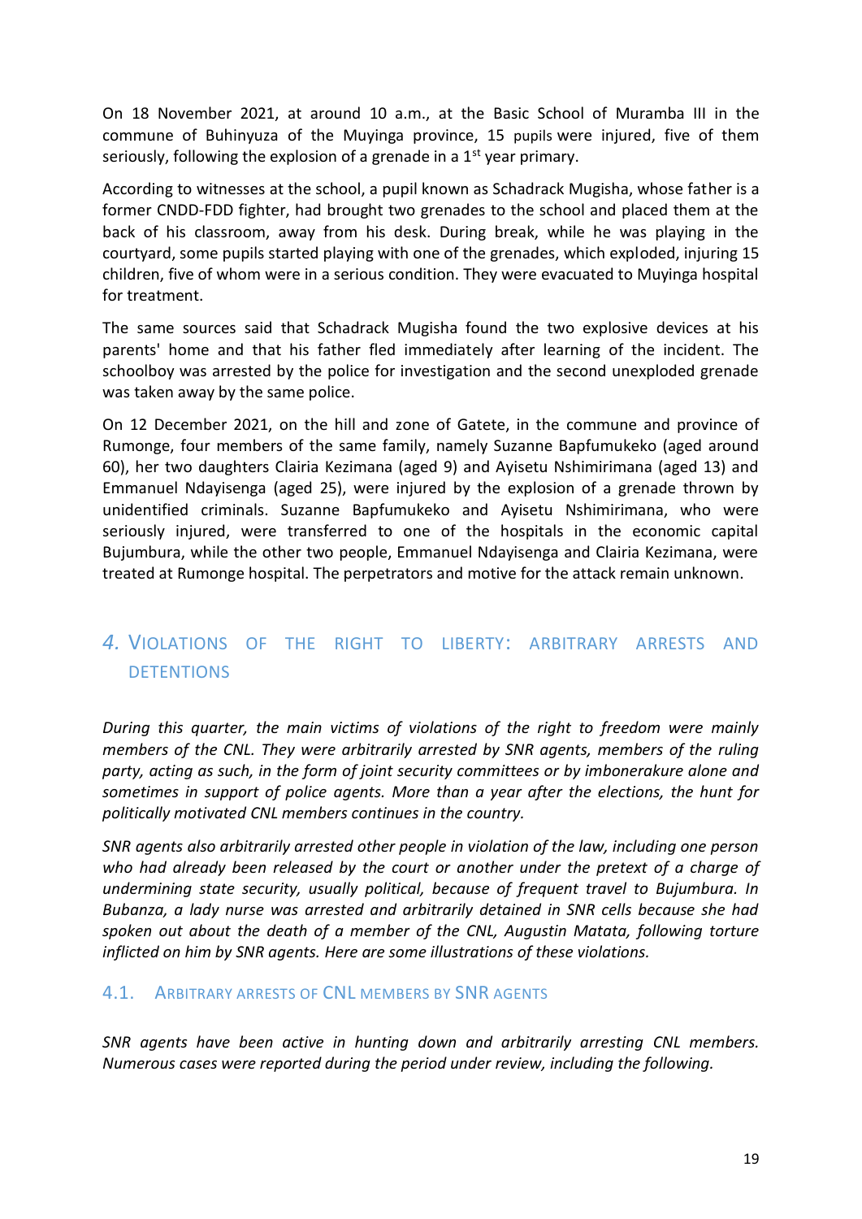On 18 November 2021, at around 10 a.m., at the Basic School of Muramba III in the commune of Buhinyuza of the Muyinga province, 15 pupils were injured, five of them seriously, following the explosion of a grenade in a 1st year primary.

According to witnesses at the school, a pupil known as Schadrack Mugisha, whose father is a former CNDD-FDD fighter, had brought two grenades to the school and placed them at the back of his classroom, away from his desk. During break, while he was playing in the courtyard, some pupils started playing with one of the grenades, which exploded, injuring 15 children, five of whom were in a serious condition. They were evacuated to Muyinga hospital for treatment.

The same sources said that Schadrack Mugisha found the two explosive devices at his parents' home and that his father fled immediately after learning of the incident. The schoolboy was arrested by the police for investigation and the second unexploded grenade was taken away by the same police.

On 12 December 2021, on the hill and zone of Gatete, in the commune and province of Rumonge, four members of the same family, namely Suzanne Bapfumukeko (aged around 60), her two daughters Clairia Kezimana (aged 9) and Ayisetu Nshimirimana (aged 13) and Emmanuel Ndayisenga (aged 25), were injured by the explosion of a grenade thrown by unidentified criminals. Suzanne Bapfumukeko and Ayisetu Nshimirimana, who were seriously injured, were transferred to one of the hospitals in the economic capital Bujumbura, while the other two people, Emmanuel Ndayisenga and Clairia Kezimana, were treated at Rumonge hospital. The perpetrators and motive for the attack remain unknown.

## 4. VIOLATIONS OF THE RIGHT TO LIBERTY: ARBITRARY ARRESTS AND DETENTIONS

*During this quarter, the main victims of violations of the right to freedom were mainly members of the CNL. They were arbitrarily arrested by SNR agents, members of the ruling party, acting as such, in the form of joint security committees or by imbonerakure alone and sometimes in support of police agents. More than a year after the elections, the hunt for politically motivated CNL members continues in the country.*

*SNR agents also arbitrarily arrested other people in violation of the law, including one person who had already been released by the court or another under the pretext of a charge of undermining state security, usually political, because of frequent travel to Bujumbura. In Bubanza, a lady nurse was arrested and arbitrarily detained in SNR cells because she had spoken out about the death of a member of the CNL, Augustin Matata, following torture inflicted on him by SNR agents. Here are some illustrations of these violations.*

### 4.1. ARBITRARY ARRESTS OF CNL MEMBERS BY SNR AGENTS

*SNR agents have been active in hunting down and arbitrarily arresting CNL members. Numerous cases were reported during the period under review, including the following.*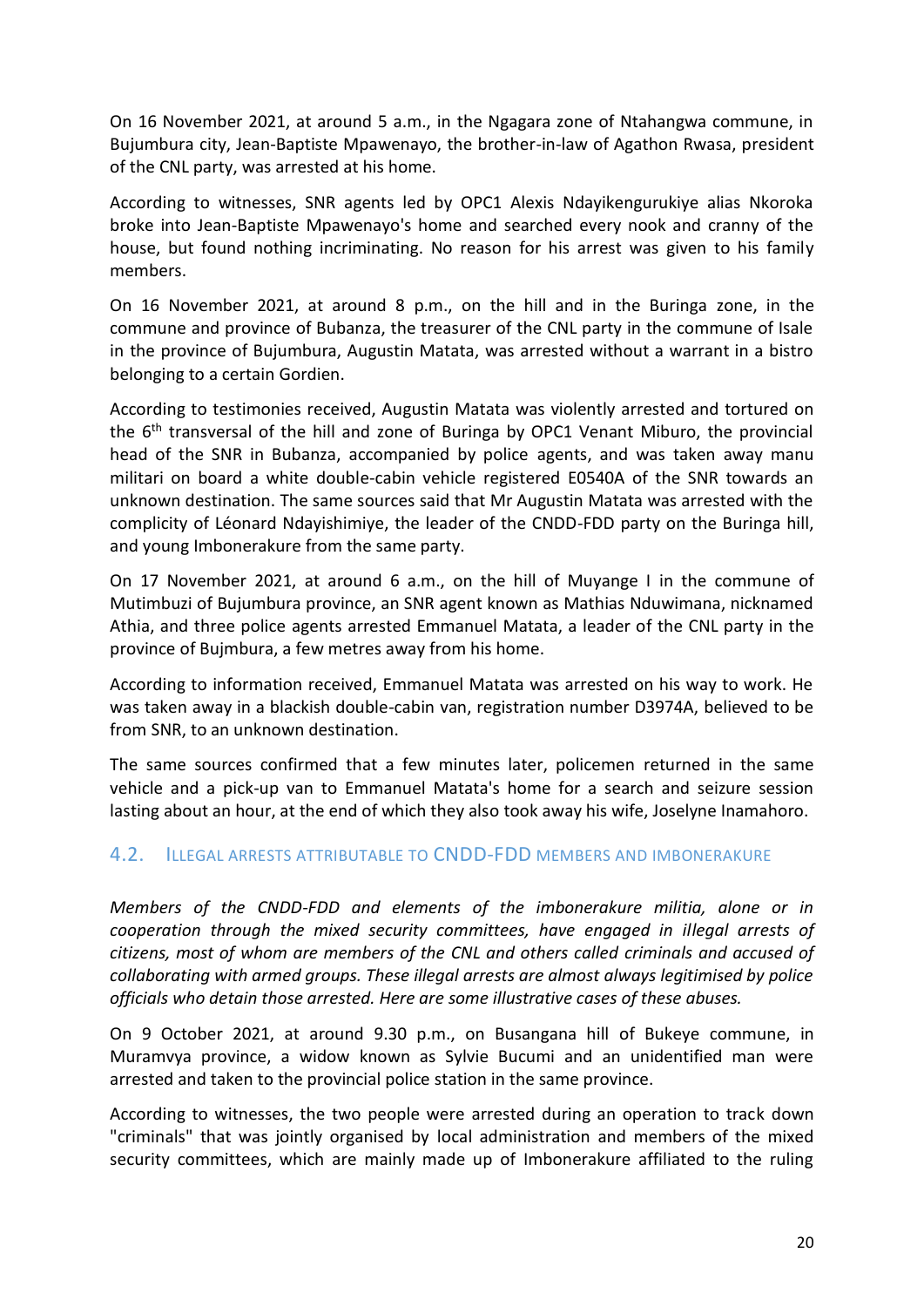On 16 November 2021, at around 5 a.m., in the Ngagara zone of Ntahangwa commune, in Bujumbura city, Jean-Baptiste Mpawenayo, the brother-in-law of Agathon Rwasa, president of the CNL party, was arrested at his home.

According to witnesses, SNR agents led by OPC1 Alexis Ndayikengurukiye alias Nkoroka broke into Jean-Baptiste Mpawenayo's home and searched every nook and cranny of the house, but found nothing incriminating. No reason for his arrest was given to his family members.

On 16 November 2021, at around 8 p.m., on the hill and in the Buringa zone, in the commune and province of Bubanza, the treasurer of the CNL party in the commune of Isale in the province of Bujumbura, Augustin Matata, was arrested without a warrant in a bistro belonging to a certain Gordien.

According to testimonies received, Augustin Matata was violently arrested and tortured on the 6th transversal of the hill and zone of Buringa by OPC1 Venant Miburo, the provincial head of the SNR in Bubanza, accompanied by police agents, and was taken away manu militari on board a white double-cabin vehicle registered E0540A of the SNR towards an unknown destination. The same sources said that Mr Augustin Matata was arrested with the complicity of Léonard Ndayishimiye, the leader of the CNDD-FDD party on the Buringa hill, and young Imbonerakure from the same party.

On 17 November 2021, at around 6 a.m., on the hill of Muyange I in the commune of Mutimbuzi of Bujumbura province, an SNR agent known as Mathias Nduwimana, nicknamed Athia, and three police agents arrested Emmanuel Matata, a leader of the CNL party in the province of Bujmbura, a few metres away from his home.

According to information received, Emmanuel Matata was arrested on his way to work. He was taken away in a blackish double-cabin van, registration number D3974A, believed to be from SNR, to an unknown destination.

The same sources confirmed that a few minutes later, policemen returned in the same vehicle and a pick-up van to Emmanuel Matata's home for a search and seizure session lasting about an hour, at the end of which they also took away his wife, Joselyne Inamahoro.

## 4.2. Illegal arrests attributable to CNDD-FDD members and Imbonerakure

*Members of the CNDD-FDD and elements of the imbonerakure militia, alone or in cooperation through the mixed security committees, have engaged in illegal arrests of citizens, most of whom are members of the CNL and others called criminals and accused of collaborating with armed groups. These illegal arrests are almost always legitimised by police officials who detain those arrested. Here are some illustrative cases of these abuses.*

On 9 October 2021, at around 9.30 p.m., on Busangana hill of Bukeye commune, in Muramvya province, a widow known as Sylvie Bucumi and an unidentified man were arrested and taken to the provincial police station in the same province.

According to witnesses, the two people were arrested during an operation to track down "criminals" that was jointly organised by local administration and members of the mixed security committees, which are mainly made up of Imbonerakure affiliated to the ruling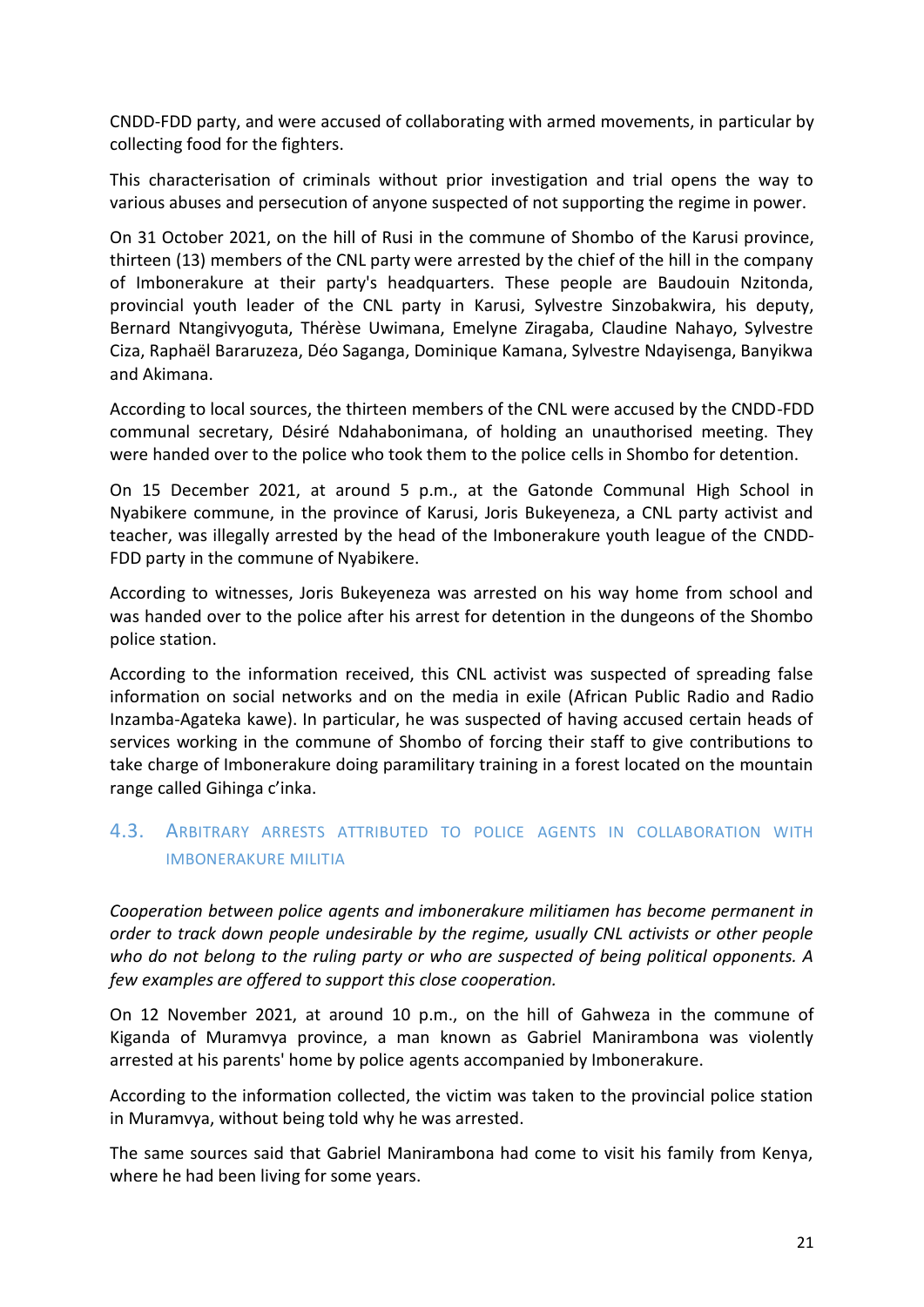CNDD-FDD party, and were accused of collaborating with armed movements, in particular by collecting food for the fighters.

This characterisation of criminals without prior investigation and trial opens the way to various abuses and persecution of anyone suspected of not supporting the regime in power.

On 31 October 2021, on the hill of Rusi in the commune of Shombo of the Karusi province, thirteen (13) members of the CNL party were arrested by the chief of the hill in the company of Imbonerakure at their party's headquarters. These people are Baudouin Nzitonda, provincial youth leader of the CNL party in Karusi, Sylvestre Sinzobakwira, his deputy, Bernard Ntangivyoguta, Thérèse Uwimana, Emelyne Ziragaba, Claudine Nahayo, Sylvestre Ciza, Raphaël Bararuzeza, Déo Saganga, Dominique Kamana, Sylvestre Ndayisenga, Banyikwa and Akimana.

According to local sources, the thirteen members of the CNL were accused by the CNDD-FDD communal secretary, Désiré Ndahabonimana, of holding an unauthorised meeting. They were handed over to the police who took them to the police cells in Shombo for detention.

On 15 December 2021, at around 5 p.m., at the Gatonde Communal High School in Nyabikere commune, in the province of Karusi, Joris Bukeyeneza, a CNL party activist and teacher, was illegally arrested by the head of the Imbonerakure youth league of the CNDD-FDD party in the commune of Nyabikere.

According to witnesses, Joris Bukeyeneza was arrested on his way home from school and was handed over to the police after his arrest for detention in the dungeons of the Shombo police station.

According to the information received, this CNL activist was suspected of spreading false information on social networks and on the media in exile (African Public Radio and Radio Inzamba-Agateka kawe). In particular, he was suspected of having accused certain heads of services working in the commune of Shombo of forcing their staff to give contributions to take charge of Imbonerakure doing paramilitary training in a forest located on the mountain range called Gihinga c'inka.

## 4.3. Arbitrary arrests attributed to police agents in collaboration with Imbonerakure militia

*Cooperation between police agents and imbonerakure militiamen has become permanent in order to track down people undesirable by the regime, usually CNL activists or other people who do not belong to the ruling party or who are suspected of being political opponents. A few examples are offered to support this close cooperation.*

On 12 November 2021, at around 10 p.m., on the hill of Gahweza in the commune of Kiganda of Muramvya province, a man known as Gabriel Manirambona was violently arrested at his parents' home by police agents accompanied by Imbonerakure.

According to the information collected, the victim was taken to the provincial police station in Muramvya, without being told why he was arrested.

The same sources said that Gabriel Manirambona had come to visit his family from Kenya, where he had been living for some years.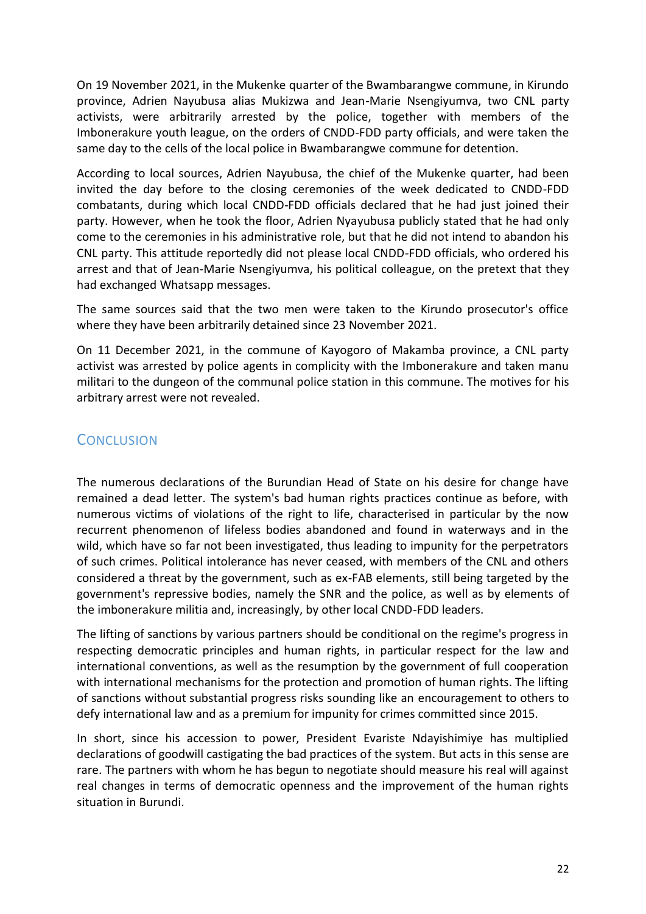On 19 November 2021, in the Mukenke quarter of the Bwambarangwe commune, in Kirundo province, Adrien Nayubusa alias Mukizwa and Jean-Marie Nsengiyumva, two CNL party activists, were arbitrarily arrested by the police, together with members of the Imbonerakure youth league, on the orders of CNDD-FDD party officials, and were taken the same day to the cells of the local police in Bwambarangwe commune for detention.

According to local sources, Adrien Nayubusa, the chief of the Mukenke quarter, had been invited the day before to the closing ceremonies of the week dedicated to CNDD-FDD combatants, during which local CNDD-FDD officials declared that he had just joined their party. However, when he took the floor, Adrien Nyayubusa publicly stated that he had only come to the ceremonies in his administrative role, but that he did not intend to abandon his CNL party. This attitude reportedly did not please local CNDD-FDD officials, who ordered his arrest and that of Jean-Marie Nsengiyumva, his political colleague, on the pretext that they had exchanged Whatsapp messages.

The same sources said that the two men were taken to the Kirundo prosecutor's office where they have been arbitrarily detained since 23 November 2021.

On 11 December 2021, in the commune of Kayogoro of Makamba province, a CNL party activist was arrested by police agents in complicity with the Imbonerakure and taken manu militari to the dungeon of the communal police station in this commune. The motives for his arbitrary arrest were not revealed.

## Conclusion

The numerous declarations of the Burundian Head of State on his desire for change have remained a dead letter. The system's bad human rights practices continue as before, with numerous victims of violations of the right to life, characterised in particular by the now recurrent phenomenon of lifeless bodies abandoned and found in waterways and in the wild, which have so far not been investigated, thus leading to impunity for the perpetrators of such crimes. Political intolerance has never ceased, with members of the CNL and others considered a threat by the government, such as ex-FAB elements, still being targeted by the government's repressive bodies, namely the SNR and the police, as well as by elements of the imbonerakure militia and, increasingly, by other local CNDD-FDD leaders.

The lifting of sanctions by various partners should be conditional on the regime's progress in respecting democratic principles and human rights, in particular respect for the law and international conventions, as well as the resumption by the government of full cooperation with international mechanisms for the protection and promotion of human rights. The lifting of sanctions without substantial progress risks sounding like an encouragement to others to defy international law and as a premium for impunity for crimes committed since 2015.

In short, since his accession to power, President Evariste Ndayishimiye has multiplied declarations of goodwill castigating the bad practices of the system. But acts in this sense are rare. The partners with whom he has begun to negotiate should measure his real will against real changes in terms of democratic openness and the improvement of the human rights situation in Burundi.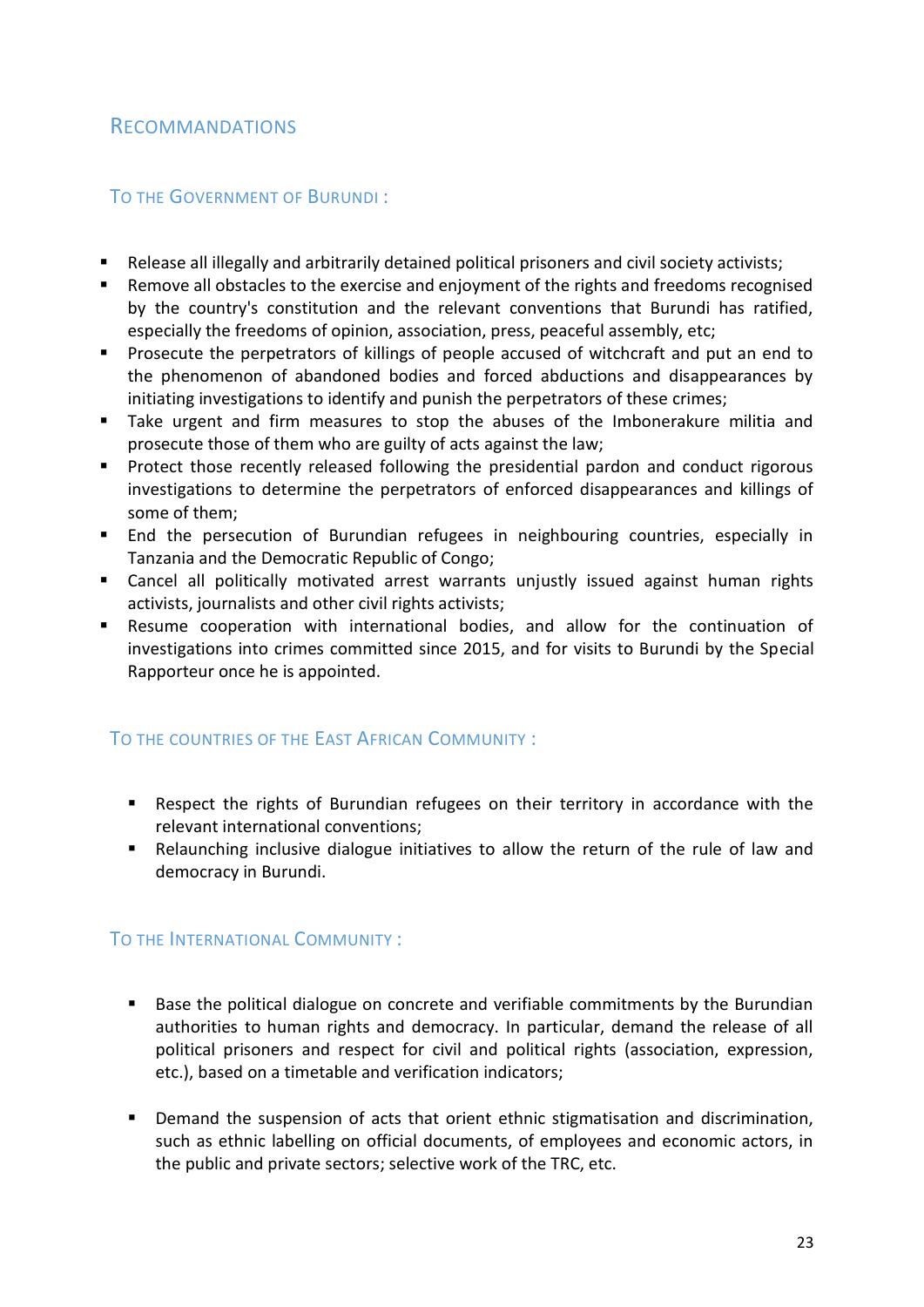## Recommandations

### To the Government of Burundi :

- Release all illegally and arbitrarily detained political prisoners and civil society activists;
- Remove all obstacles to the exercise and enjoyment of the rights and freedoms recognised by the country's constitution and the relevant conventions that Burundi has ratified, especially the freedoms of opinion, association, press, peaceful assembly, etc;
- Prosecute the perpetrators of killings of people accused of witchcraft and put an end to the phenomenon of abandoned bodies and forced abductions and disappearances by initiating investigations to identify and punish the perpetrators of these crimes;
- Take urgent and firm measures to stop the abuses of the Imbonerakure militia and prosecute those of them who are guilty of acts against the law;
- Protect those recently released following the presidential pardon and conduct rigorous investigations to determine the perpetrators of enforced disappearances and killings of some of them;
- End the persecution of Burundian refugees in neighbouring countries, especially in Tanzania and the Democratic Republic of Congo;
- Cancel all politically motivated arrest warrants unjustly issued against human rights activists, journalists and other civil rights activists;
- Resume cooperation with international bodies, and allow for the continuation of investigations into crimes committed since 2015, and for visits to Burundi by the Special Rapporteur once he is appointed.

### To the countries of the East African Community :

- Respect the rights of Burundian refugees on their territory in accordance with the relevant international conventions;
- Relaunching inclusive dialogue initiatives to allow the return of the rule of law and democracy in Burundi.

### To the International Community :

- Base the political dialogue on concrete and verifiable commitments by the Burundian authorities to human rights and democracy. In particular, demand the release of all political prisoners and respect for civil and political rights (association, expression, etc.), based on a timetable and verification indicators;

- Demand the suspension of acts that orient ethnic stigmatisation and discrimination, such as ethnic labelling on official documents, of employees and economic actors, in the public and private sectors; selective work of the TRC, etc.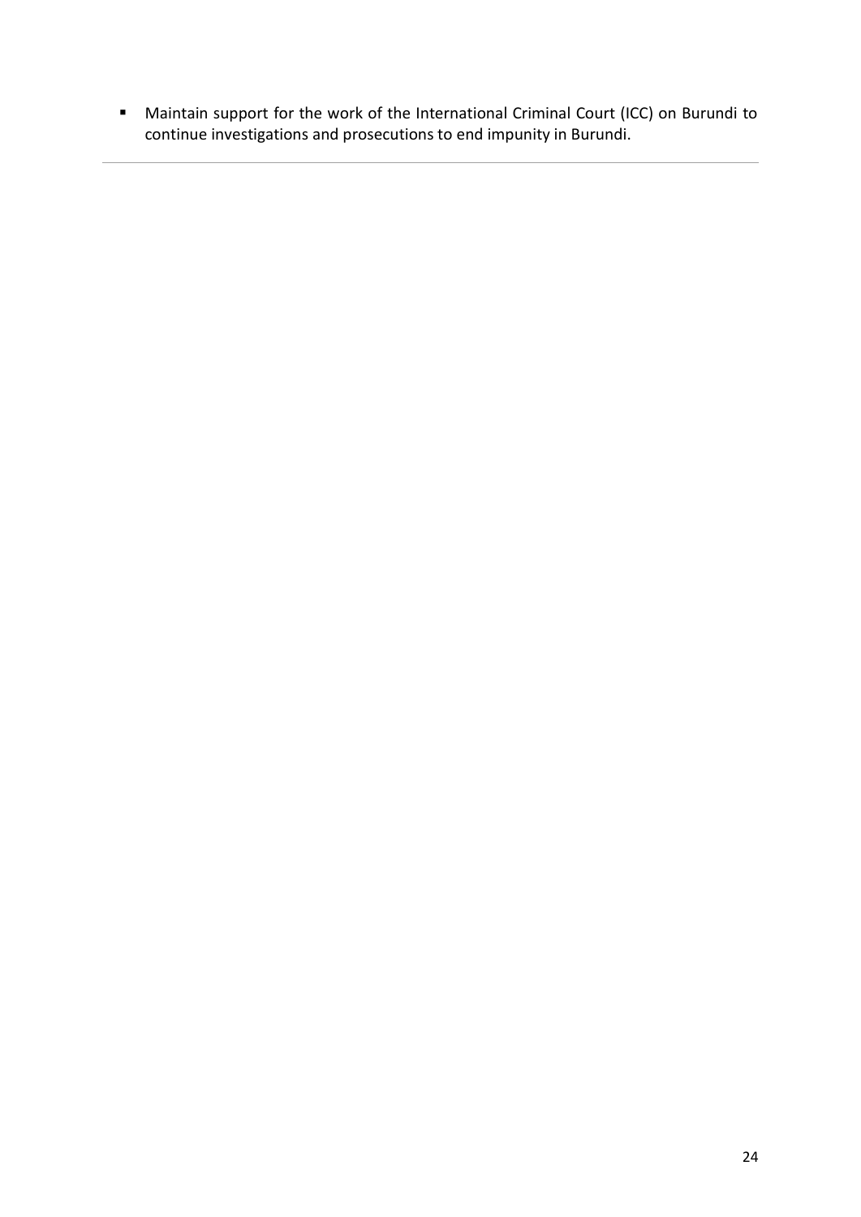- Maintain support for the work of the International Criminal Court (ICC) on Burundi to continue investigations and prosecutions to end impunity in Burundi.

---